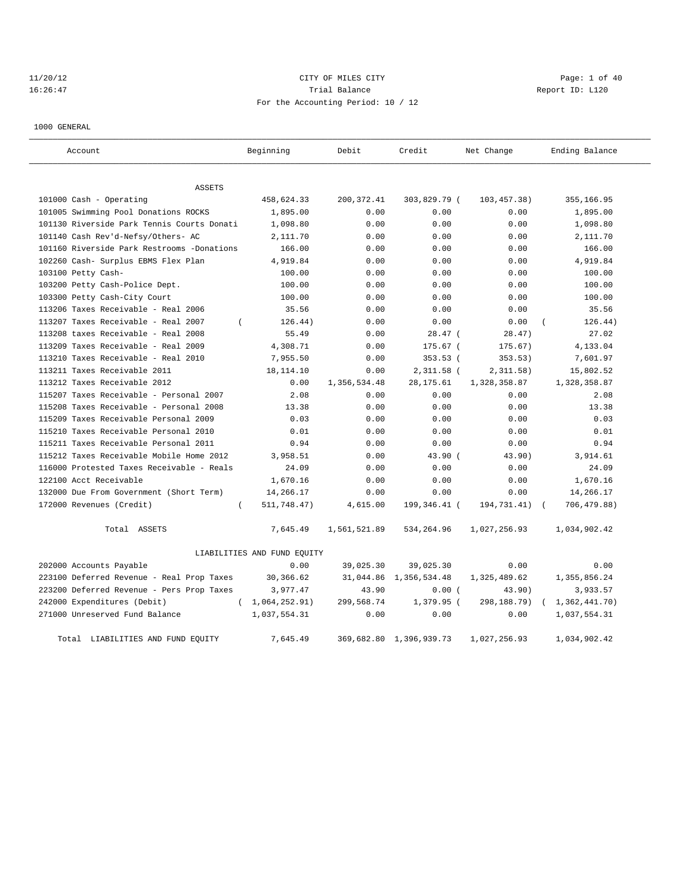CITY OF MILES CITY

Trial Balance

For the Accounting Period: 10 / 12

11/20/12 16:26:47 — Report ID: L120

1000 GENERAL

| Account | Beginning | Debit | Credit | Net Change | Ending Balance |
|---|---|---|---|---|---|
| **ASSETS** | | | | | |
| 101000 Cash - Operating | 458,624.33 | 200,372.41 | 303,829.79 | ( 103,457.38) | 355,166.95 |
| 101005 Swimming Pool Donations ROCKS | 1,895.00 | 0.00 | 0.00 | 0.00 | 1,895.00 |
| 101130 Riverside Park Tennis Courts Donati | 1,098.80 | 0.00 | 0.00 | 0.00 | 1,098.80 |
| 101140 Cash Rev'd-Nefsy/Others- AC | 2,111.70 | 0.00 | 0.00 | 0.00 | 2,111.70 |
| 101160 Riverside Park Restrooms -Donations | 166.00 | 0.00 | 0.00 | 0.00 | 166.00 |
| 102260 Cash- Surplus EBMS Flex Plan | 4,919.84 | 0.00 | 0.00 | 0.00 | 4,919.84 |
| 103100 Petty Cash- | 100.00 | 0.00 | 0.00 | 0.00 | 100.00 |
| 103200 Petty Cash-Police Dept. | 100.00 | 0.00 | 0.00 | 0.00 | 100.00 |
| 103300 Petty Cash-City Court | 100.00 | 0.00 | 0.00 | 0.00 | 100.00 |
| 113206 Taxes Receivable - Real 2006 | 35.56 | 0.00 | 0.00 | 0.00 | 35.56 |
| 113207 Taxes Receivable - Real 2007 | ( 126.44) | 0.00 | 0.00 | 0.00 | ( 126.44) |
| 113208 taxes Receivable - Real 2008 | 55.49 | 0.00 | 28.47 | ( 28.47) | 27.02 |
| 113209 Taxes Receivable - Real 2009 | 4,308.71 | 0.00 | 175.67 | ( 175.67) | 4,133.04 |
| 113210 Taxes Receivable - Real 2010 | 7,955.50 | 0.00 | 353.53 | ( 353.53) | 7,601.97 |
| 113211 Taxes Receivable 2011 | 18,114.10 | 0.00 | 2,311.58 | ( 2,311.58) | 15,802.52 |
| 113212 Taxes Receivable 2012 | 0.00 | 1,356,534.48 | 28,175.61 | 1,328,358.87 | 1,328,358.87 |
| 115207 Taxes Receivable - Personal 2007 | 2.08 | 0.00 | 0.00 | 0.00 | 2.08 |
| 115208 Taxes Receivable - Personal 2008 | 13.38 | 0.00 | 0.00 | 0.00 | 13.38 |
| 115209 Taxes Receivable Personal 2009 | 0.03 | 0.00 | 0.00 | 0.00 | 0.03 |
| 115210 Taxes Receivable Personal 2010 | 0.01 | 0.00 | 0.00 | 0.00 | 0.01 |
| 115211 Taxes Receivable Personal 2011 | 0.94 | 0.00 | 0.00 | 0.00 | 0.94 |
| 115212 Taxes Receivable Mobile Home 2012 | 3,958.51 | 0.00 | 43.90 | ( 43.90) | 3,914.61 |
| 116000 Protested Taxes Receivable - Reals | 24.09 | 0.00 | 0.00 | 0.00 | 24.09 |
| 122100 Acct Receivable | 1,670.16 | 0.00 | 0.00 | 0.00 | 1,670.16 |
| 132000 Due From Government (Short Term) | 14,266.17 | 0.00 | 0.00 | 0.00 | 14,266.17 |
| 172000 Revenues (Credit) | ( 511,748.47) | 4,615.00 | 199,346.41 | ( 194,731.41) | ( 706,479.88) |
| Total ASSETS | 7,645.49 | 1,561,521.89 | 534,264.96 | 1,027,256.93 | 1,034,902.42 |
| **LIABILITIES AND FUND EQUITY** | | | | | |
| 202000 Accounts Payable | 0.00 | 39,025.30 | 39,025.30 | 0.00 | 0.00 |
| 223100 Deferred Revenue - Real Prop Taxes | 30,366.62 | 31,044.86 | 1,356,534.48 | 1,325,489.62 | 1,355,856.24 |
| 223200 Deferred Revenue - Pers Prop Taxes | 3,977.47 | 43.90 | 0.00 | ( 43.90) | 3,933.57 |
| 242000 Expenditures (Debit) | ( 1,064,252.91) | 299,568.74 | 1,379.95 | ( 298,188.79) | ( 1,362,441.70) |
| 271000 Unreserved Fund Balance | 1,037,554.31 | 0.00 | 0.00 | 0.00 | 1,037,554.31 |
| Total LIABILITIES AND FUND EQUITY | 7,645.49 | 369,682.80 | 1,396,939.73 | 1,027,256.93 | 1,034,902.42 |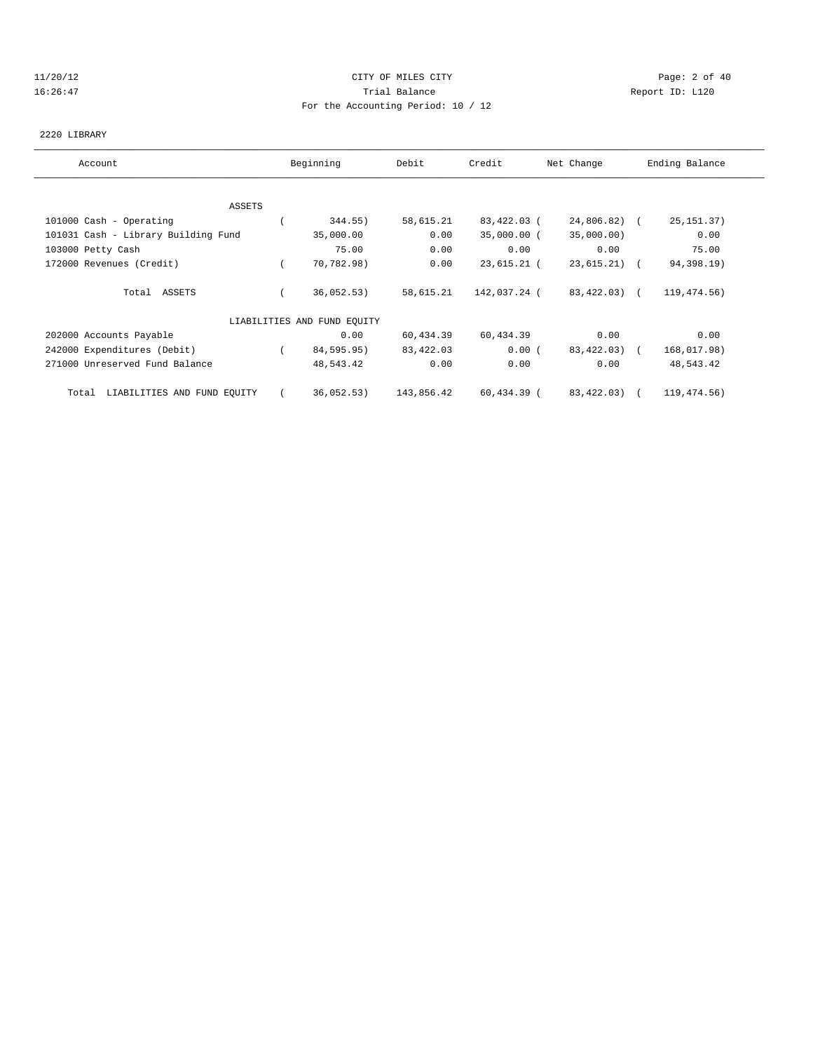CITY OF MILES CITY

Trial Balance

For the Accounting Period: 10 / 12

11/20/12 16:26:47 — Report ID: L120

2220 LIBRARY

| Account | Beginning | Debit | Credit | Net Change | Ending Balance |
|---|---|---|---|---|---|
| **ASSETS** | | | | | |
| 101000 Cash - Operating | ( 344.55) | 58,615.21 | 83,422.03 | ( 24,806.82) | ( 25,151.37) |
| 101031 Cash - Library Building Fund | 35,000.00 | 0.00 | 35,000.00 | ( 35,000.00) | 0.00 |
| 103000 Petty Cash | 75.00 | 0.00 | 0.00 | 0.00 | 75.00 |
| 172000 Revenues (Credit) | ( 70,782.98) | 0.00 | 23,615.21 | ( 23,615.21) | ( 94,398.19) |
| Total ASSETS | ( 36,052.53) | 58,615.21 | 142,037.24 | ( 83,422.03) | ( 119,474.56) |
| **LIABILITIES AND FUND EQUITY** | | | | | |
| 202000 Accounts Payable | 0.00 | 60,434.39 | 60,434.39 | 0.00 | 0.00 |
| 242000 Expenditures (Debit) | ( 84,595.95) | 83,422.03 | 0.00 | ( 83,422.03) | ( 168,017.98) |
| 271000 Unreserved Fund Balance | 48,543.42 | 0.00 | 0.00 | 0.00 | 48,543.42 |
| Total LIABILITIES AND FUND EQUITY | ( 36,052.53) | 143,856.42 | 60,434.39 | ( 83,422.03) | ( 119,474.56) |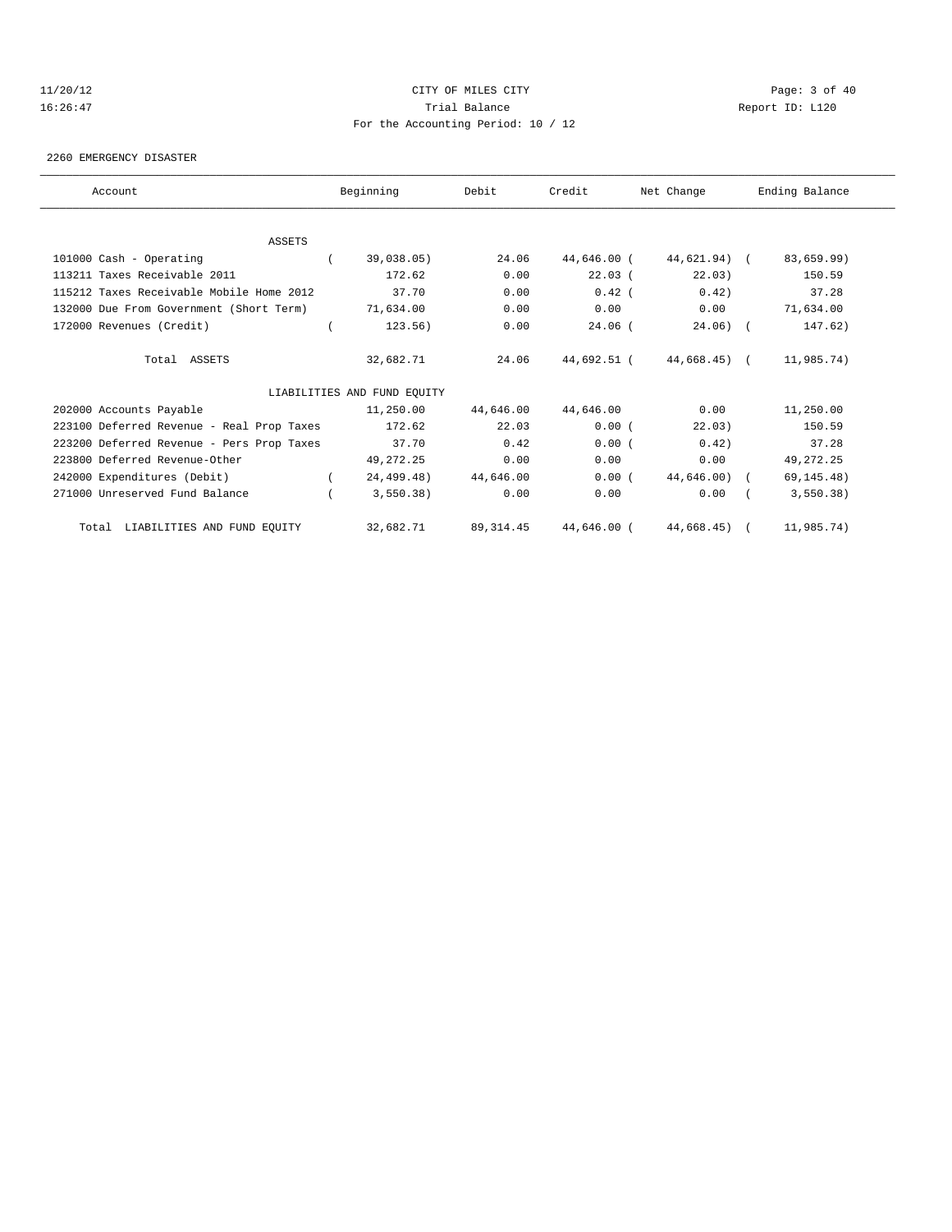CITY OF MILES CITY

Trial Balance

For the Accounting Period: 10 / 12

11/20/12 16:26:47 — Report ID: L120

2260 EMERGENCY DISASTER

| Account | Beginning | Debit | Credit | Net Change | Ending Balance |
|---|---|---|---|---|---|
| ASSETS | | | | | |
| 101000 Cash - Operating | ( 39,038.05) | 24.06 | 44,646.00 | ( 44,621.94) | ( 83,659.99) |
| 113211 Taxes Receivable 2011 | 172.62 | 0.00 | 22.03 | ( 22.03) | 150.59 |
| 115212 Taxes Receivable Mobile Home 2012 | 37.70 | 0.00 | 0.42 | ( 0.42) | 37.28 |
| 132000 Due From Government (Short Term) | 71,634.00 | 0.00 | 0.00 | 0.00 | 71,634.00 |
| 172000 Revenues (Credit) | ( 123.56) | 0.00 | 24.06 | ( 24.06) | ( 147.62) |
| Total ASSETS | 32,682.71 | 24.06 | 44,692.51 | ( 44,668.45) | ( 11,985.74) |
| LIABILITIES AND FUND EQUITY | | | | | |
| 202000 Accounts Payable | 11,250.00 | 44,646.00 | 44,646.00 | 0.00 | 11,250.00 |
| 223100 Deferred Revenue - Real Prop Taxes | 172.62 | 22.03 | 0.00 | ( 22.03) | 150.59 |
| 223200 Deferred Revenue - Pers Prop Taxes | 37.70 | 0.42 | 0.00 | ( 0.42) | 37.28 |
| 223800 Deferred Revenue-Other | 49,272.25 | 0.00 | 0.00 | 0.00 | 49,272.25 |
| 242000 Expenditures (Debit) | ( 24,499.48) | 44,646.00 | 0.00 | ( 44,646.00) | ( 69,145.48) |
| 271000 Unreserved Fund Balance | ( 3,550.38) | 0.00 | 0.00 | 0.00 | ( 3,550.38) |
| Total LIABILITIES AND FUND EQUITY | 32,682.71 | 89,314.45 | 44,646.00 | ( 44,668.45) | ( 11,985.74) |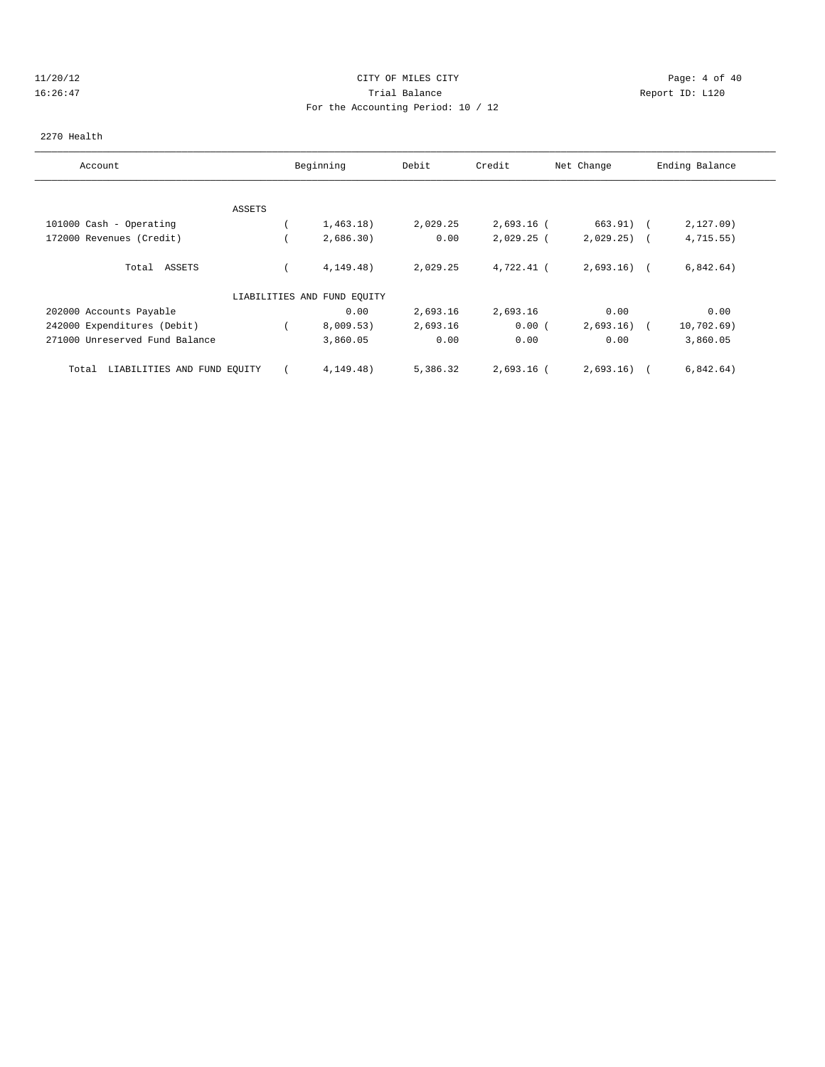CITY OF MILES CITY

Trial Balance

For the Accounting Period: 10 / 12

11/20/12
16:26:47

Report ID: L120

2270 Health

| Account | Beginning | Debit | Credit | Net Change | Ending Balance |
|---|---|---|---|---|---|
| ASSETS | | | | | |
| 101000 Cash - Operating | ( 1,463.18) | 2,029.25 | 2,693.16 | ( 663.91) | ( 2,127.09) |
| 172000 Revenues (Credit) | ( 2,686.30) | 0.00 | 2,029.25 | ( 2,029.25) | ( 4,715.55) |
| Total ASSETS | ( 4,149.48) | 2,029.25 | 4,722.41 | ( 2,693.16) | ( 6,842.64) |
| LIABILITIES AND FUND EQUITY | | | | | |
| 202000 Accounts Payable | 0.00 | 2,693.16 | 2,693.16 | 0.00 | 0.00 |
| 242000 Expenditures (Debit) | ( 8,009.53) | 2,693.16 | 0.00 | ( 2,693.16) | ( 10,702.69) |
| 271000 Unreserved Fund Balance | 3,860.05 | 0.00 | 0.00 | 0.00 | 3,860.05 |
| Total LIABILITIES AND FUND EQUITY | ( 4,149.48) | 5,386.32 | 2,693.16 | ( 2,693.16) | ( 6,842.64) |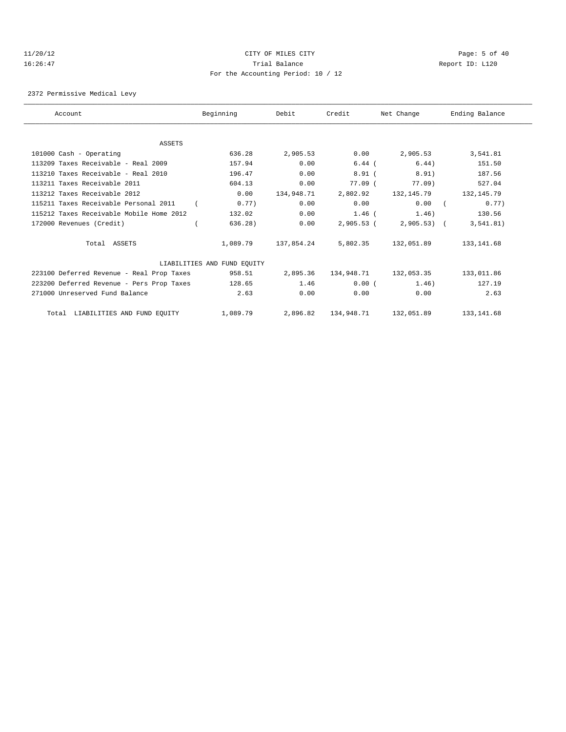CITY OF MILES CITY

Trial Balance

For the Accounting Period: 10 / 12

2372 Permissive Medical Levy

| Account | Beginning | Debit | Credit | Net Change | Ending Balance |
|---|---|---|---|---|---|
| **ASSETS** | | | | | |
| 101000 Cash - Operating | 636.28 | 2,905.53 | 0.00 | 2,905.53 | 3,541.81 |
| 113209 Taxes Receivable - Real 2009 | 157.94 | 0.00 | 6.44 | ( 6.44) | 151.50 |
| 113210 Taxes Receivable - Real 2010 | 196.47 | 0.00 | 8.91 | ( 8.91) | 187.56 |
| 113211 Taxes Receivable 2011 | 604.13 | 0.00 | 77.09 | ( 77.09) | 527.04 |
| 113212 Taxes Receivable 2012 | 0.00 | 134,948.71 | 2,802.92 | 132,145.79 | 132,145.79 |
| 115211 Taxes Receivable Personal 2011 | ( 0.77) | 0.00 | 0.00 | 0.00 | ( 0.77) |
| 115212 Taxes Receivable Mobile Home 2012 | 132.02 | 0.00 | 1.46 | ( 1.46) | 130.56 |
| 172000 Revenues (Credit) | ( 636.28) | 0.00 | 2,905.53 | ( 2,905.53) | ( 3,541.81) |
| Total ASSETS | 1,089.79 | 137,854.24 | 5,802.35 | 132,051.89 | 133,141.68 |
| **LIABILITIES AND FUND EQUITY** | | | | | |
| 223100 Deferred Revenue - Real Prop Taxes | 958.51 | 2,895.36 | 134,948.71 | 132,053.35 | 133,011.86 |
| 223200 Deferred Revenue - Pers Prop Taxes | 128.65 | 1.46 | 0.00 | ( 1.46) | 127.19 |
| 271000 Unreserved Fund Balance | 2.63 | 0.00 | 0.00 | 0.00 | 2.63 |
| Total LIABILITIES AND FUND EQUITY | 1,089.79 | 2,896.82 | 134,948.71 | 132,051.89 | 133,141.68 |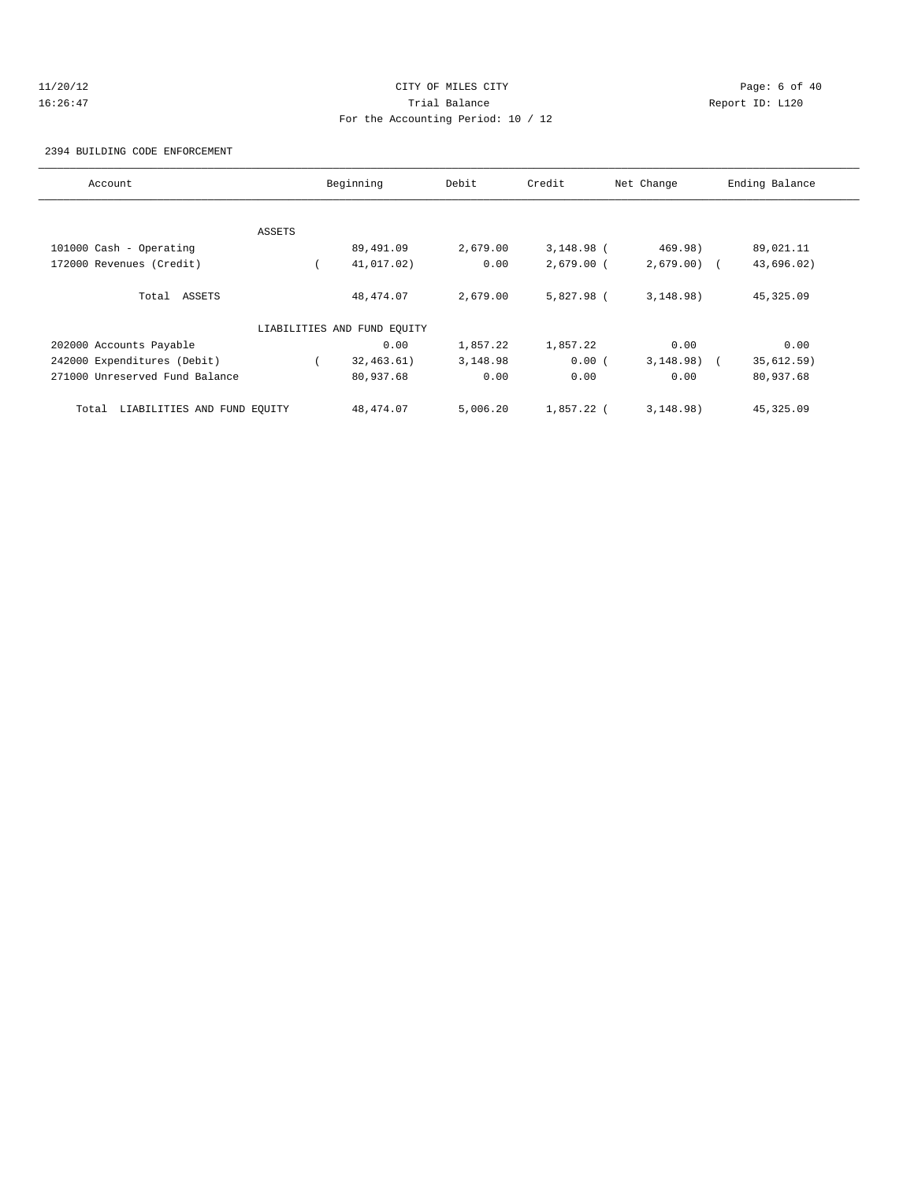CITY OF MILES CITY
Trial Balance
For the Accounting Period: 10 / 12

11/20/12
16:26:47

Report ID: L120

2394 BUILDING CODE ENFORCEMENT

| Account | Beginning | Debit | Credit | Net Change | Ending Balance |
|---|---|---|---|---|---|
| ASSETS | | | | | |
| 101000 Cash - Operating | 89,491.09 | 2,679.00 | 3,148.98 | ( 469.98) | 89,021.11 |
| 172000 Revenues (Credit) | ( 41,017.02) | 0.00 | 2,679.00 | ( 2,679.00) | ( 43,696.02) |
| Total ASSETS | 48,474.07 | 2,679.00 | 5,827.98 | ( 3,148.98) | 45,325.09 |
| LIABILITIES AND FUND EQUITY | | | | | |
| 202000 Accounts Payable | 0.00 | 1,857.22 | 1,857.22 | 0.00 | 0.00 |
| 242000 Expenditures (Debit) | ( 32,463.61) | 3,148.98 | 0.00 | ( 3,148.98) | ( 35,612.59) |
| 271000 Unreserved Fund Balance | 80,937.68 | 0.00 | 0.00 | 0.00 | 80,937.68 |
| Total LIABILITIES AND FUND EQUITY | 48,474.07 | 5,006.20 | 1,857.22 | ( 3,148.98) | 45,325.09 |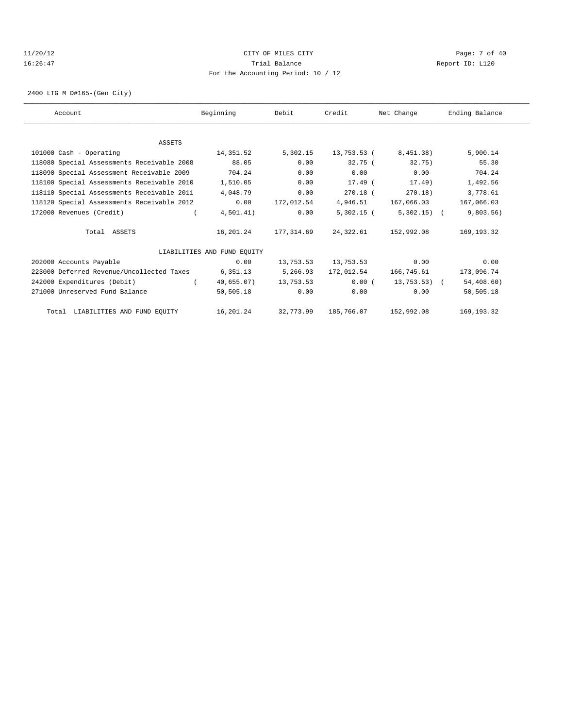CITY OF MILES CITY
Trial Balance
For the Accounting Period: 10 / 12

11/20/12
16:26:47

Report ID: L120

2400 LTG M D#165-(Gen City)

| Account | Beginning | Debit | Credit | Net Change | Ending Balance |
|---|---|---|---|---|---|
| ASSETS | | | | | |
| 101000 Cash - Operating | 14,351.52 | 5,302.15 | 13,753.53 | ( 8,451.38) | 5,900.14 |
| 118080 Special Assessments Receivable 2008 | 88.05 | 0.00 | 32.75 | ( 32.75) | 55.30 |
| 118090 Special Assessment Receivable 2009 | 704.24 | 0.00 | 0.00 | 0.00 | 704.24 |
| 118100 Special Assessments Receivable 2010 | 1,510.05 | 0.00 | 17.49 | ( 17.49) | 1,492.56 |
| 118110 Special Assessments Receivable 2011 | 4,048.79 | 0.00 | 270.18 | ( 270.18) | 3,778.61 |
| 118120 Special Assessments Receivable 2012 | 0.00 | 172,012.54 | 4,946.51 | 167,066.03 | 167,066.03 |
| 172000 Revenues (Credit) | ( 4,501.41) | 0.00 | 5,302.15 | ( 5,302.15) | ( 9,803.56) |
| Total ASSETS | 16,201.24 | 177,314.69 | 24,322.61 | 152,992.08 | 169,193.32 |
| LIABILITIES AND FUND EQUITY | | | | | |
| 202000 Accounts Payable | 0.00 | 13,753.53 | 13,753.53 | 0.00 | 0.00 |
| 223000 Deferred Revenue/Uncollected Taxes | 6,351.13 | 5,266.93 | 172,012.54 | 166,745.61 | 173,096.74 |
| 242000 Expenditures (Debit) | ( 40,655.07) | 13,753.53 | 0.00 | ( 13,753.53) | ( 54,408.60) |
| 271000 Unreserved Fund Balance | 50,505.18 | 0.00 | 0.00 | 0.00 | 50,505.18 |
| Total LIABILITIES AND FUND EQUITY | 16,201.24 | 32,773.99 | 185,766.07 | 152,992.08 | 169,193.32 |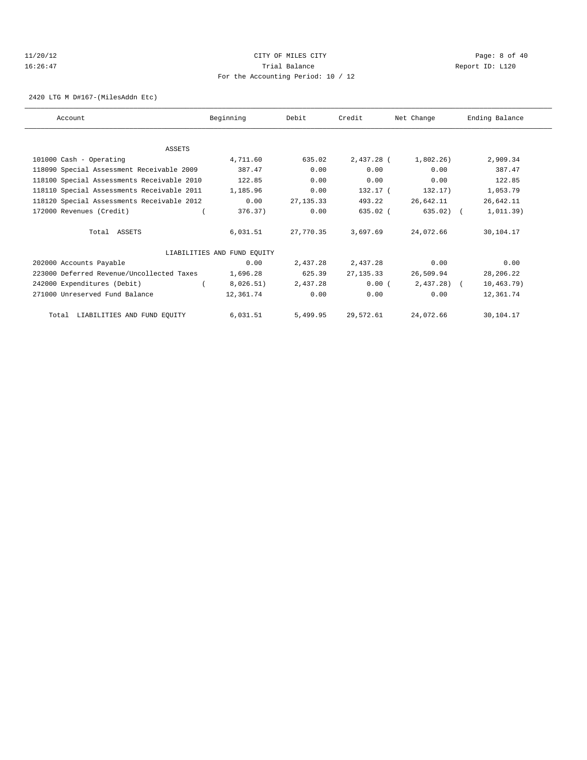11/20/12 CITY OF MILES CITY
16:26:47 Trial Balance Report ID: L120
For the Accounting Period: 10 / 12

2420 LTG M D#167-(MilesAddn Etc)

| Account | Beginning | Debit | Credit | Net Change | Ending Balance |
|---|---|---|---|---|---|
| ASSETS | | | | | |
| 101000 Cash - Operating | 4,711.60 | 635.02 | 2,437.28 | (1,802.26) | 2,909.34 |
| 118090 Special Assessment Receivable 2009 | 387.47 | 0.00 | 0.00 | 0.00 | 387.47 |
| 118100 Special Assessments Receivable 2010 | 122.85 | 0.00 | 0.00 | 0.00 | 122.85 |
| 118110 Special Assessments Receivable 2011 | 1,185.96 | 0.00 | 132.17 | (132.17) | 1,053.79 |
| 118120 Special Assessments Receivable 2012 | 0.00 | 27,135.33 | 493.22 | 26,642.11 | 26,642.11 |
| 172000 Revenues (Credit) | (376.37) | 0.00 | 635.02 | (635.02) | (1,011.39) |
| Total ASSETS | 6,031.51 | 27,770.35 | 3,697.69 | 24,072.66 | 30,104.17 |
| LIABILITIES AND FUND EQUITY | | | | | |
| 202000 Accounts Payable | 0.00 | 2,437.28 | 2,437.28 | 0.00 | 0.00 |
| 223000 Deferred Revenue/Uncollected Taxes | 1,696.28 | 625.39 | 27,135.33 | 26,509.94 | 28,206.22 |
| 242000 Expenditures (Debit) | (8,026.51) | 2,437.28 | 0.00 | (2,437.28) | (10,463.79) |
| 271000 Unreserved Fund Balance | 12,361.74 | 0.00 | 0.00 | 0.00 | 12,361.74 |
| Total LIABILITIES AND FUND EQUITY | 6,031.51 | 5,499.95 | 29,572.61 | 24,072.66 | 30,104.17 |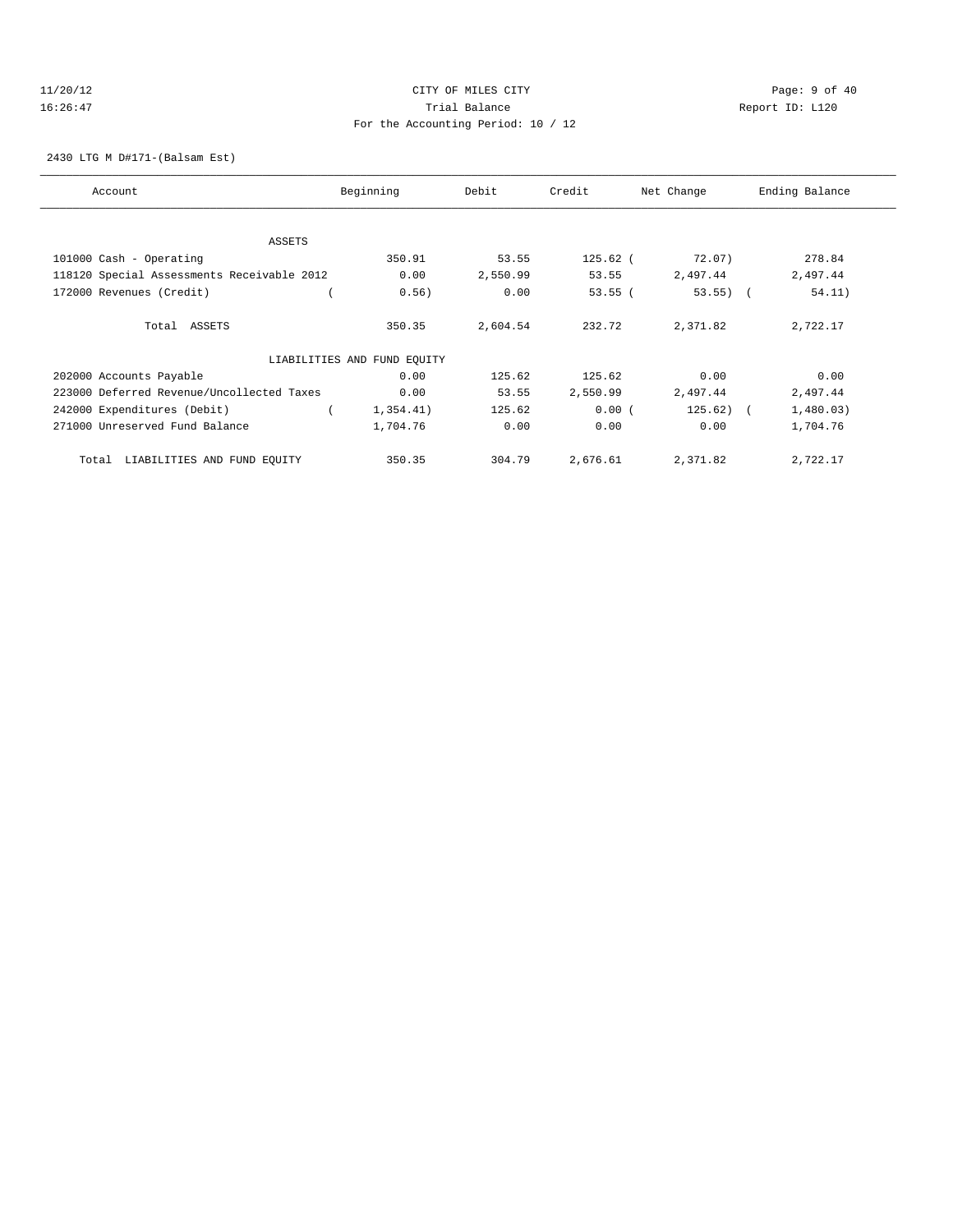CITY OF MILES CITY

Trial Balance

For the Accounting Period: 10 / 12

11/20/12 16:26:47 Report ID: L120

2430 LTG M D#171-(Balsam Est)

| Account | Beginning | Debit | Credit | Net Change | Ending Balance |
|---|---|---|---|---|---|
| ASSETS | | | | | |
| 101000 Cash - Operating | 350.91 | 53.55 | 125.62 | ( 72.07) | 278.84 |
| 118120 Special Assessments Receivable 2012 | 0.00 | 2,550.99 | 53.55 | 2,497.44 | 2,497.44 |
| 172000 Revenues (Credit) | ( 0.56) | 0.00 | 53.55 | ( 53.55) | ( 54.11) |
| Total ASSETS | 350.35 | 2,604.54 | 232.72 | 2,371.82 | 2,722.17 |
| LIABILITIES AND FUND EQUITY | | | | | |
| 202000 Accounts Payable | 0.00 | 125.62 | 125.62 | 0.00 | 0.00 |
| 223000 Deferred Revenue/Uncollected Taxes | 0.00 | 53.55 | 2,550.99 | 2,497.44 | 2,497.44 |
| 242000 Expenditures (Debit) | ( 1,354.41) | 125.62 | 0.00 | ( 125.62) | ( 1,480.03) |
| 271000 Unreserved Fund Balance | 1,704.76 | 0.00 | 0.00 | 0.00 | 1,704.76 |
| Total LIABILITIES AND FUND EQUITY | 350.35 | 304.79 | 2,676.61 | 2,371.82 | 2,722.17 |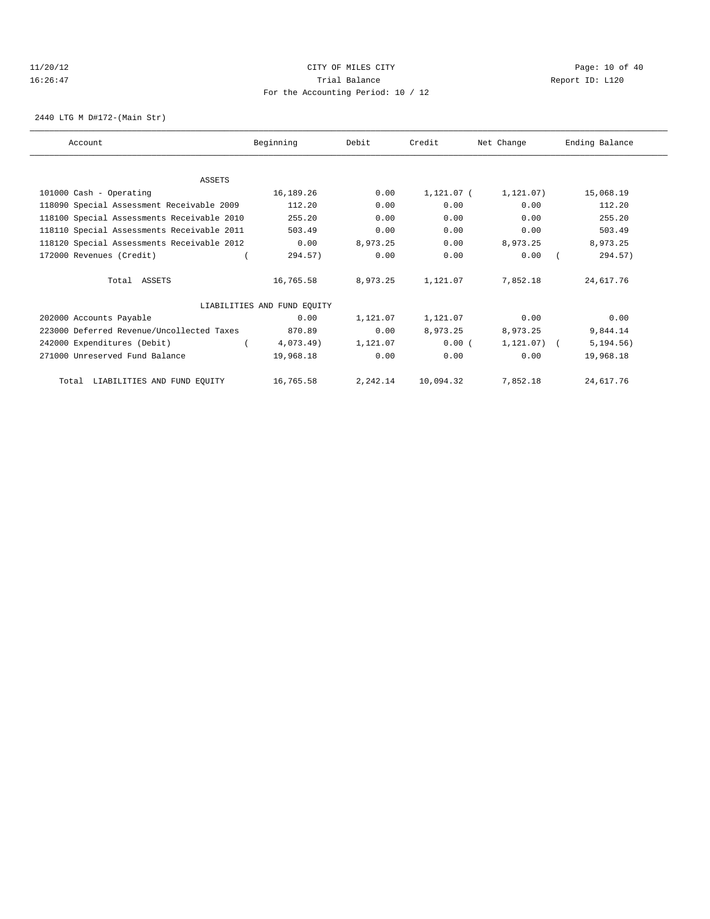11/20/12 CITY OF MILES CITY
16:26:47 Trial Balance Report ID: L120
For the Accounting Period: 10 / 12

2440 LTG M D#172-(Main Str)

| Account | Beginning | Debit | Credit | Net Change | Ending Balance |
|---|---|---|---|---|---|
| **ASSETS** | | | | | |
| 101000 Cash - Operating | 16,189.26 | 0.00 | 1,121.07 | (1,121.07) | 15,068.19 |
| 118090 Special Assessment Receivable 2009 | 112.20 | 0.00 | 0.00 | 0.00 | 112.20 |
| 118100 Special Assessments Receivable 2010 | 255.20 | 0.00 | 0.00 | 0.00 | 255.20 |
| 118110 Special Assessments Receivable 2011 | 503.49 | 0.00 | 0.00 | 0.00 | 503.49 |
| 118120 Special Assessments Receivable 2012 | 0.00 | 8,973.25 | 0.00 | 8,973.25 | 8,973.25 |
| 172000 Revenues (Credit) | (294.57) | 0.00 | 0.00 | 0.00 | (294.57) |
| Total ASSETS | 16,765.58 | 8,973.25 | 1,121.07 | 7,852.18 | 24,617.76 |
| **LIABILITIES AND FUND EQUITY** | | | | | |
| 202000 Accounts Payable | 0.00 | 1,121.07 | 1,121.07 | 0.00 | 0.00 |
| 223000 Deferred Revenue/Uncollected Taxes | 870.89 | 0.00 | 8,973.25 | 8,973.25 | 9,844.14 |
| 242000 Expenditures (Debit) | (4,073.49) | 1,121.07 | 0.00 | (1,121.07) | (5,194.56) |
| 271000 Unreserved Fund Balance | 19,968.18 | 0.00 | 0.00 | 0.00 | 19,968.18 |
| Total LIABILITIES AND FUND EQUITY | 16,765.58 | 2,242.14 | 10,094.32 | 7,852.18 | 24,617.76 |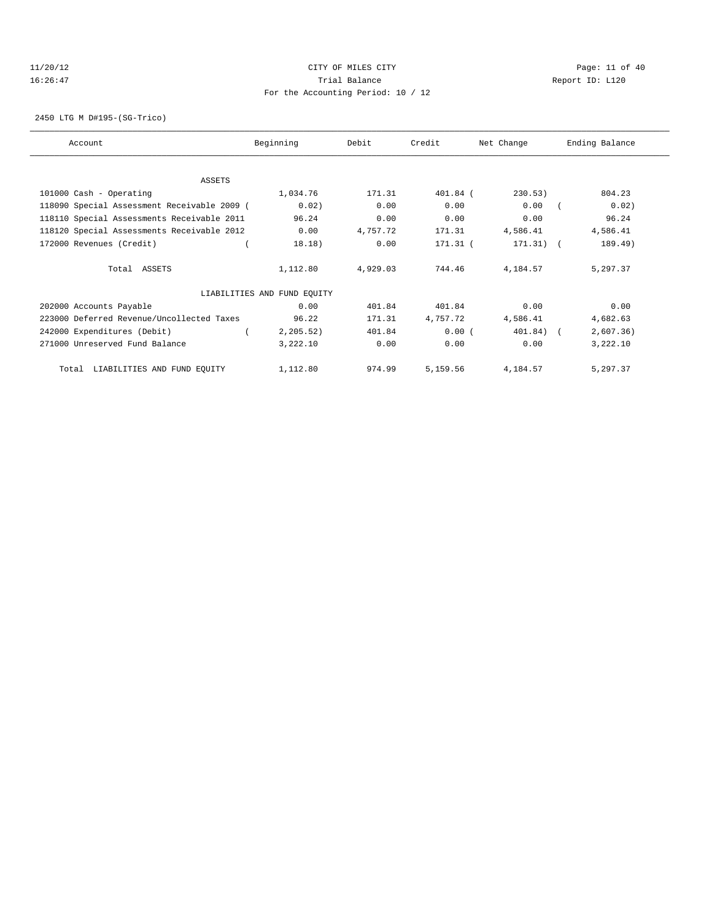CITY OF MILES CITY
Trial Balance
For the Accounting Period: 10 / 12

11/20/12
16:26:47

Report ID: L120

2450 LTG M D#195-(SG-Trico)

| Account | Beginning | Debit | Credit | Net Change | Ending Balance |
|---|---|---|---|---|---|
| ASSETS | | | | | |
| 101000 Cash - Operating | 1,034.76 | 171.31 | 401.84 | ( 230.53) | 804.23 |
| 118090 Special Assessment Receivable 2009 ( | 0.02) | 0.00 | 0.00 | 0.00 | ( 0.02) |
| 118110 Special Assessments Receivable 2011 | 96.24 | 0.00 | 0.00 | 0.00 | 96.24 |
| 118120 Special Assessments Receivable 2012 | 0.00 | 4,757.72 | 171.31 | 4,586.41 | 4,586.41 |
| 172000 Revenues (Credit) | ( 18.18) | 0.00 | 171.31 | ( 171.31) | ( 189.49) |
| Total ASSETS | 1,112.80 | 4,929.03 | 744.46 | 4,184.57 | 5,297.37 |
| LIABILITIES AND FUND EQUITY | | | | | |
| 202000 Accounts Payable | 0.00 | 401.84 | 401.84 | 0.00 | 0.00 |
| 223000 Deferred Revenue/Uncollected Taxes | 96.22 | 171.31 | 4,757.72 | 4,586.41 | 4,682.63 |
| 242000 Expenditures (Debit) | ( 2,205.52) | 401.84 | 0.00 | ( 401.84) | ( 2,607.36) |
| 271000 Unreserved Fund Balance | 3,222.10 | 0.00 | 0.00 | 0.00 | 3,222.10 |
| Total LIABILITIES AND FUND EQUITY | 1,112.80 | 974.99 | 5,159.56 | 4,184.57 | 5,297.37 |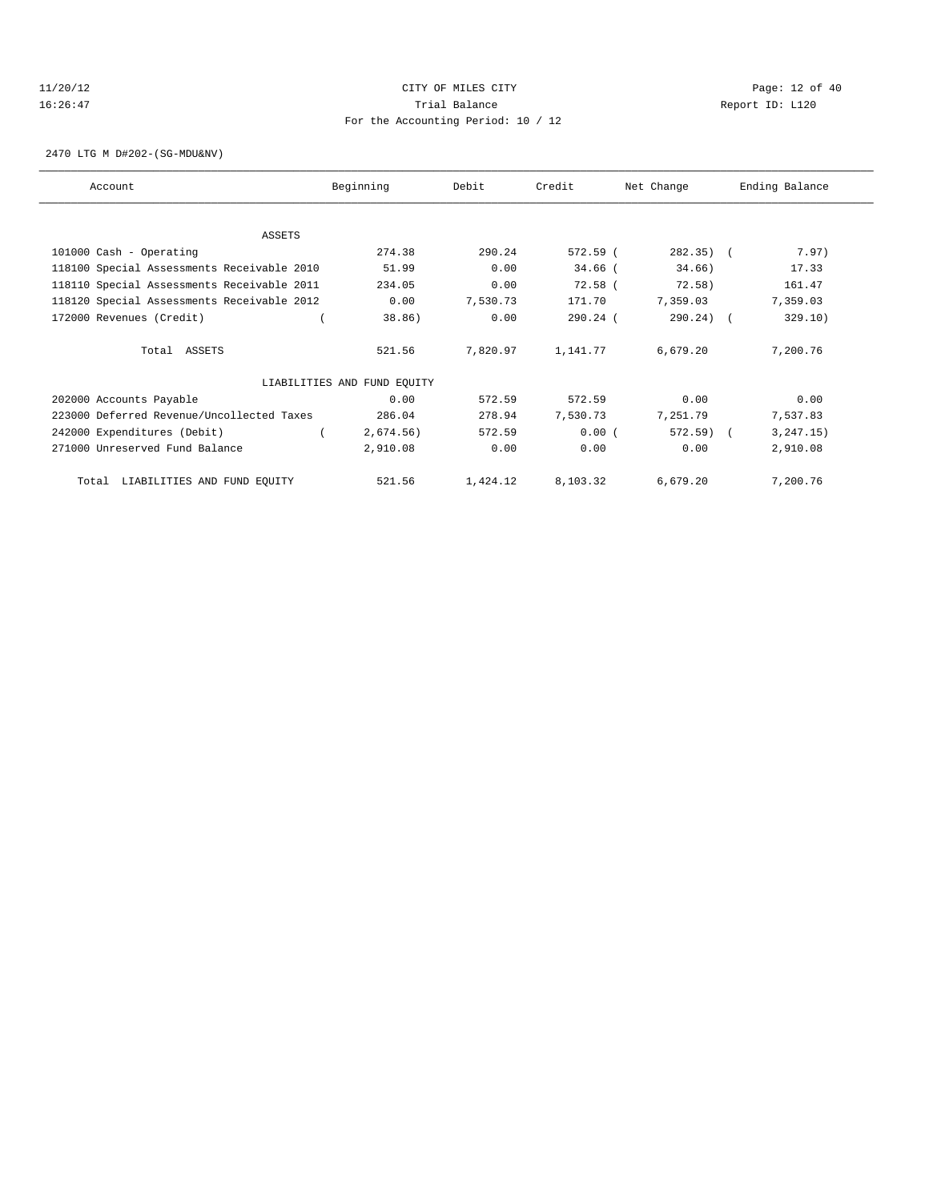11/20/12 CITY OF MILES CITY
16:26:47 Trial Balance Report ID: L120
For the Accounting Period: 10 / 12

2470 LTG M D#202-(SG-MDU&NV)

| Account | Beginning | Debit | Credit | Net Change | Ending Balance |
|---|---|---|---|---|---|
| ASSETS | | | | | |
| 101000 Cash - Operating | 274.38 | 290.24 | 572.59 | ( 282.35) | ( 7.97) |
| 118100 Special Assessments Receivable 2010 | 51.99 | 0.00 | 34.66 | ( 34.66) | 17.33 |
| 118110 Special Assessments Receivable 2011 | 234.05 | 0.00 | 72.58 | ( 72.58) | 161.47 |
| 118120 Special Assessments Receivable 2012 | 0.00 | 7,530.73 | 171.70 | 7,359.03 | 7,359.03 |
| 172000 Revenues (Credit) | ( 38.86) | 0.00 | 290.24 | ( 290.24) | ( 329.10) |
| Total ASSETS | 521.56 | 7,820.97 | 1,141.77 | 6,679.20 | 7,200.76 |
| LIABILITIES AND FUND EQUITY | | | | | |
| 202000 Accounts Payable | 0.00 | 572.59 | 572.59 | 0.00 | 0.00 |
| 223000 Deferred Revenue/Uncollected Taxes | 286.04 | 278.94 | 7,530.73 | 7,251.79 | 7,537.83 |
| 242000 Expenditures (Debit) | ( 2,674.56) | 572.59 | 0.00 | ( 572.59) | ( 3,247.15) |
| 271000 Unreserved Fund Balance | 2,910.08 | 0.00 | 0.00 | 0.00 | 2,910.08 |
| Total LIABILITIES AND FUND EQUITY | 521.56 | 1,424.12 | 8,103.32 | 6,679.20 | 7,200.76 |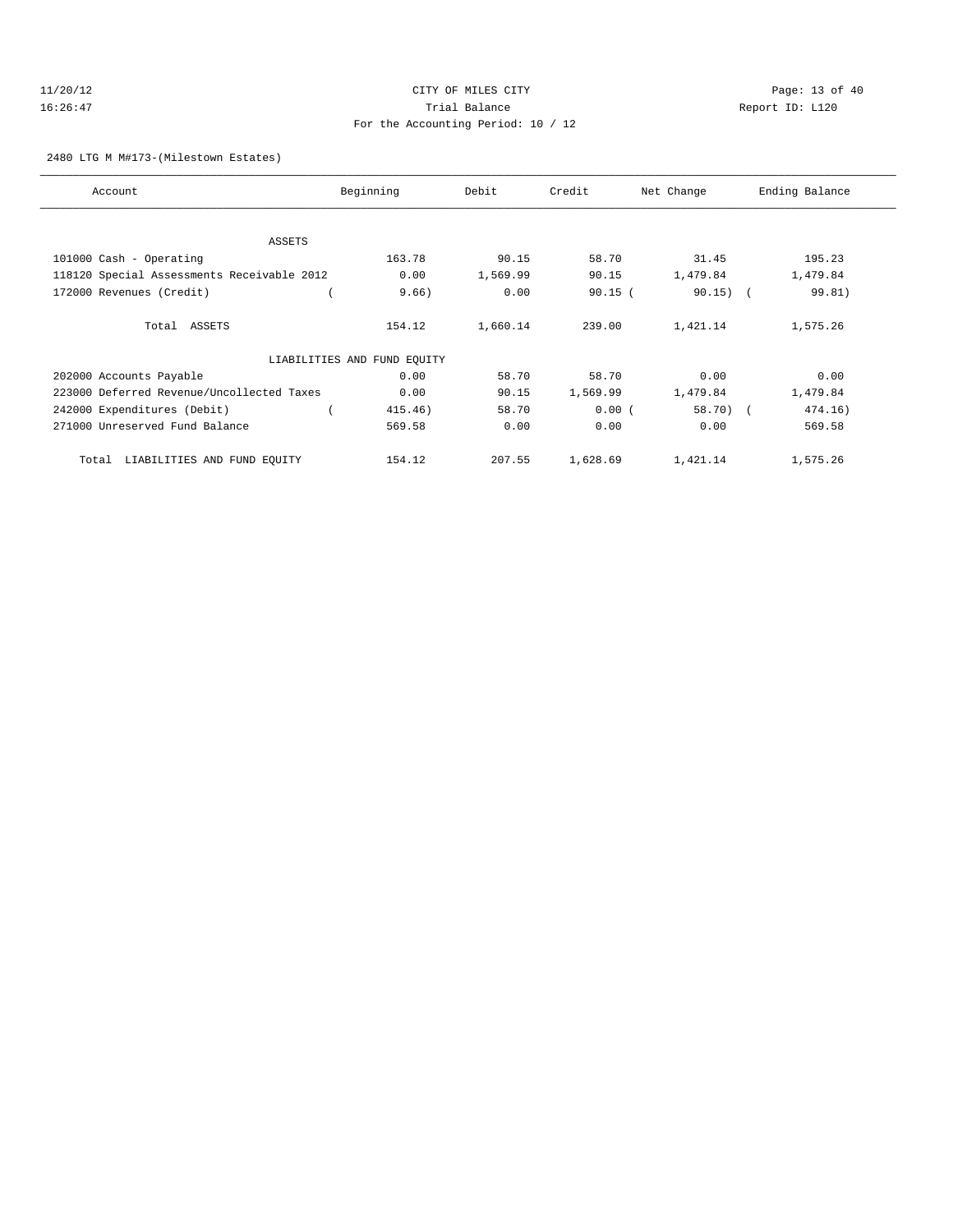CITY OF MILES CITY
Trial Balance
For the Accounting Period: 10 / 12

11/20/12
16:26:47

Report ID: L120

2480 LTG M M#173-(Milestown Estates)

| Account | Beginning | Debit | Credit | Net Change | Ending Balance |
|---|---|---|---|---|---|
| ASSETS | | | | | |
| 101000 Cash - Operating | 163.78 | 90.15 | 58.70 | 31.45 | 195.23 |
| 118120 Special Assessments Receivable 2012 | 0.00 | 1,569.99 | 90.15 | 1,479.84 | 1,479.84 |
| 172000 Revenues (Credit) | ( 9.66) | 0.00 | 90.15 | ( 90.15) | ( 99.81) |
| Total ASSETS | 154.12 | 1,660.14 | 239.00 | 1,421.14 | 1,575.26 |
| LIABILITIES AND FUND EQUITY | | | | | |
| 202000 Accounts Payable | 0.00 | 58.70 | 58.70 | 0.00 | 0.00 |
| 223000 Deferred Revenue/Uncollected Taxes | 0.00 | 90.15 | 1,569.99 | 1,479.84 | 1,479.84 |
| 242000 Expenditures (Debit) | ( 415.46) | 58.70 | 0.00 | ( 58.70) | ( 474.16) |
| 271000 Unreserved Fund Balance | 569.58 | 0.00 | 0.00 | 0.00 | 569.58 |
| Total LIABILITIES AND FUND EQUITY | 154.12 | 207.55 | 1,628.69 | 1,421.14 | 1,575.26 |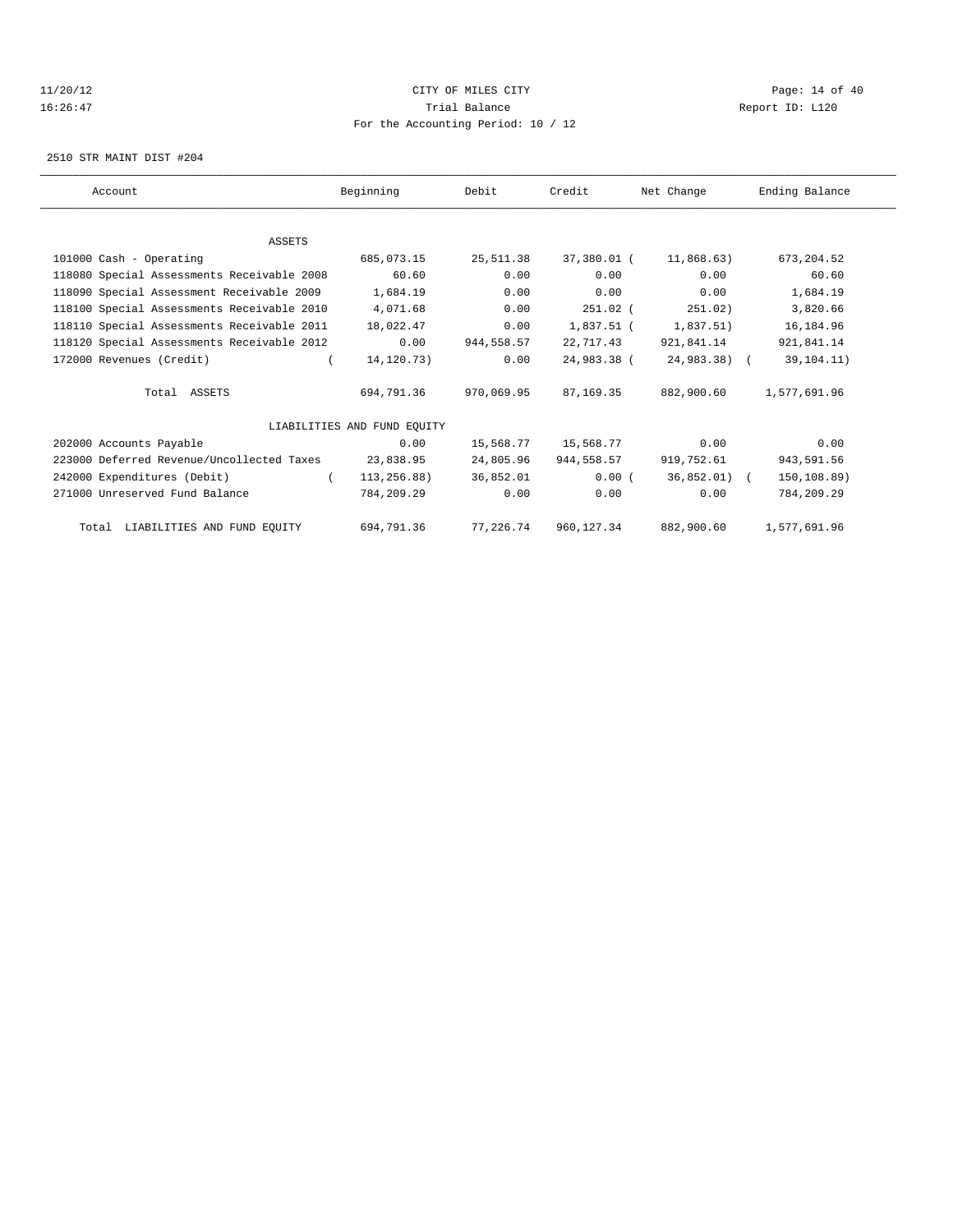CITY OF MILES CITY

Trial Balance

For the Accounting Period: 10 / 12

2510 STR MAINT DIST #204

| Account | Beginning | Debit | Credit | Net Change | Ending Balance |
|---|---|---|---|---|---|
| ASSETS | | | | | |
| 101000 Cash - Operating | 685,073.15 | 25,511.38 | 37,380.01 | ( 11,868.63) | 673,204.52 |
| 118080 Special Assessments Receivable 2008 | 60.60 | 0.00 | 0.00 | 0.00 | 60.60 |
| 118090 Special Assessment Receivable 2009 | 1,684.19 | 0.00 | 0.00 | 0.00 | 1,684.19 |
| 118100 Special Assessments Receivable 2010 | 4,071.68 | 0.00 | 251.02 | ( 251.02) | 3,820.66 |
| 118110 Special Assessments Receivable 2011 | 18,022.47 | 0.00 | 1,837.51 | ( 1,837.51) | 16,184.96 |
| 118120 Special Assessments Receivable 2012 | 0.00 | 944,558.57 | 22,717.43 | 921,841.14 | 921,841.14 |
| 172000 Revenues (Credit) | ( 14,120.73) | 0.00 | 24,983.38 | ( 24,983.38) | ( 39,104.11) |
| Total ASSETS | 694,791.36 | 970,069.95 | 87,169.35 | 882,900.60 | 1,577,691.96 |
| LIABILITIES AND FUND EQUITY | | | | | |
| 202000 Accounts Payable | 0.00 | 15,568.77 | 15,568.77 | 0.00 | 0.00 |
| 223000 Deferred Revenue/Uncollected Taxes | 23,838.95 | 24,805.96 | 944,558.57 | 919,752.61 | 943,591.56 |
| 242000 Expenditures (Debit) | ( 113,256.88) | 36,852.01 | 0.00 | ( 36,852.01) | ( 150,108.89) |
| 271000 Unreserved Fund Balance | 784,209.29 | 0.00 | 0.00 | 0.00 | 784,209.29 |
| Total LIABILITIES AND FUND EQUITY | 694,791.36 | 77,226.74 | 960,127.34 | 882,900.60 | 1,577,691.96 |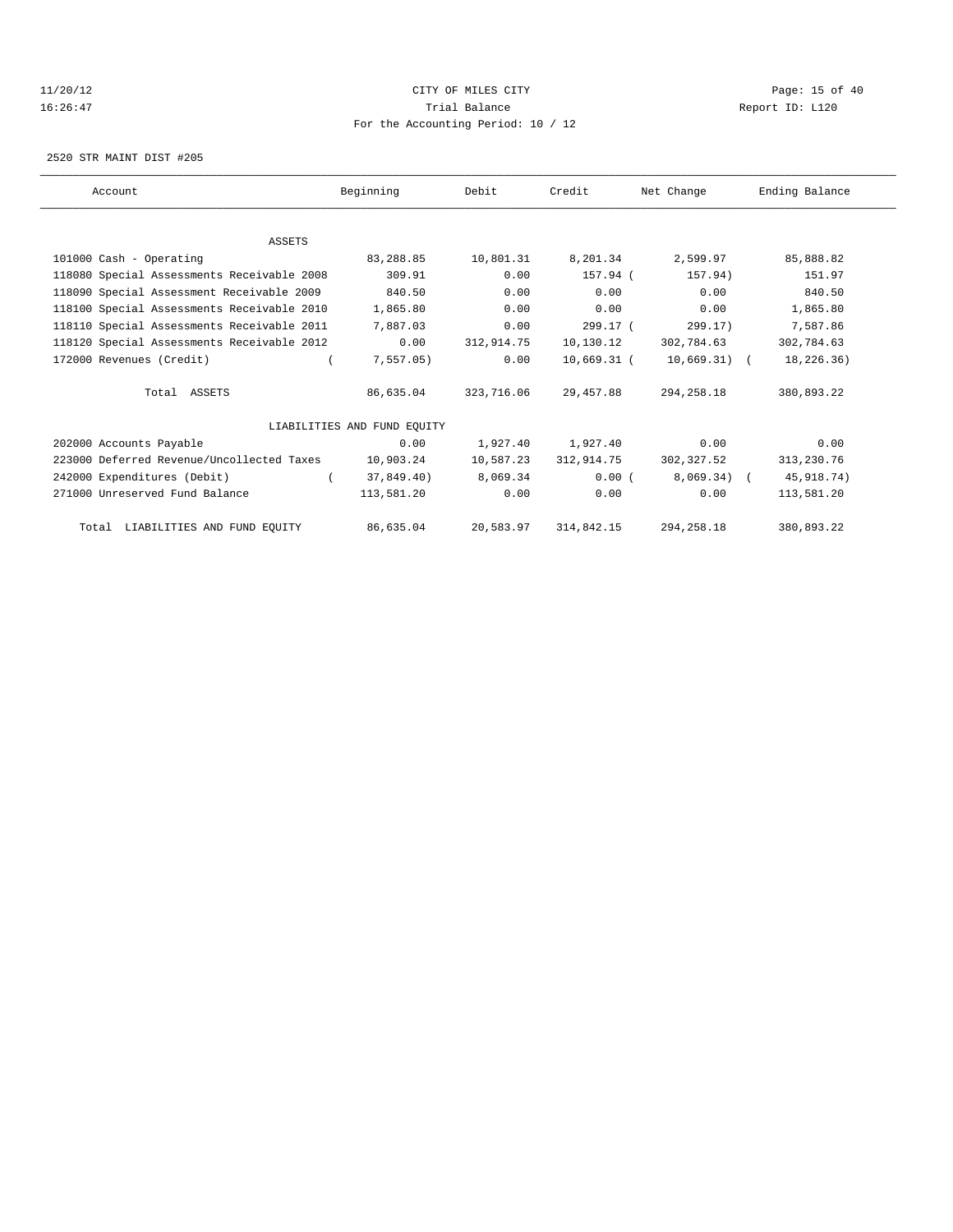CITY OF MILES CITY
Trial Balance
For the Accounting Period: 10 / 12

11/20/12
16:26:47

Report ID: L120

2520 STR MAINT DIST #205

| Account | Beginning | Debit | Credit | Net Change | Ending Balance |
|---|---|---|---|---|---|
| ASSETS | | | | | |
| 101000 Cash - Operating | 83,288.85 | 10,801.31 | 8,201.34 | 2,599.97 | 85,888.82 |
| 118080 Special Assessments Receivable 2008 | 309.91 | 0.00 | 157.94 | (157.94) | 151.97 |
| 118090 Special Assessment Receivable 2009 | 840.50 | 0.00 | 0.00 | 0.00 | 840.50 |
| 118100 Special Assessments Receivable 2010 | 1,865.80 | 0.00 | 0.00 | 0.00 | 1,865.80 |
| 118110 Special Assessments Receivable 2011 | 7,887.03 | 0.00 | 299.17 | (299.17) | 7,587.86 |
| 118120 Special Assessments Receivable 2012 | 0.00 | 312,914.75 | 10,130.12 | 302,784.63 | 302,784.63 |
| 172000 Revenues (Credit) | (7,557.05) | 0.00 | 10,669.31 | (10,669.31) | (18,226.36) |
| Total ASSETS | 86,635.04 | 323,716.06 | 29,457.88 | 294,258.18 | 380,893.22 |
| LIABILITIES AND FUND EQUITY | | | | | |
| 202000 Accounts Payable | 0.00 | 1,927.40 | 1,927.40 | 0.00 | 0.00 |
| 223000 Deferred Revenue/Uncollected Taxes | 10,903.24 | 10,587.23 | 312,914.75 | 302,327.52 | 313,230.76 |
| 242000 Expenditures (Debit) | (37,849.40) | 8,069.34 | 0.00 | (8,069.34) | (45,918.74) |
| 271000 Unreserved Fund Balance | 113,581.20 | 0.00 | 0.00 | 0.00 | 113,581.20 |
| Total LIABILITIES AND FUND EQUITY | 86,635.04 | 20,583.97 | 314,842.15 | 294,258.18 | 380,893.22 |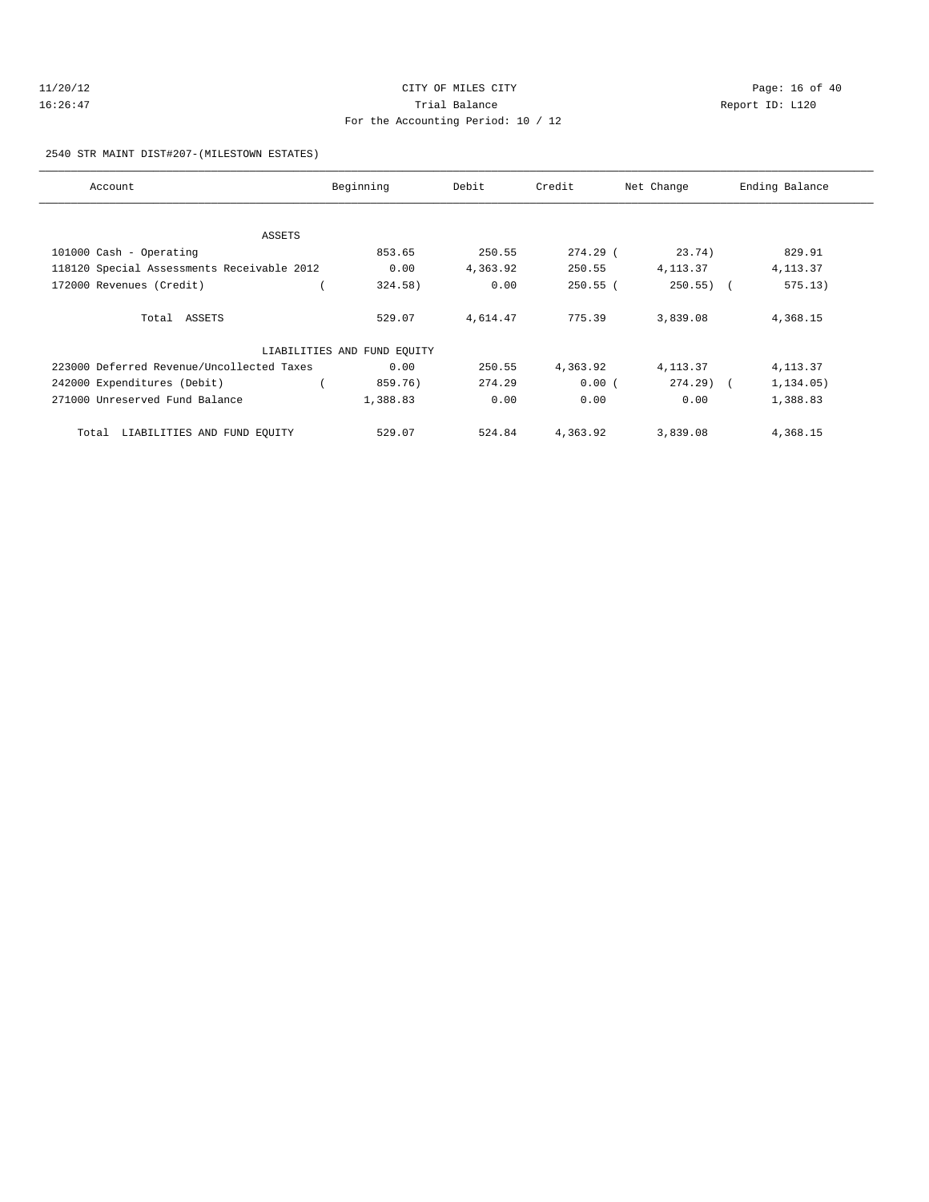CITY OF MILES CITY

Trial Balance

For the Accounting Period: 10 / 12

11/20/12 16:26:47 Report ID: L120

2540 STR MAINT DIST#207-(MILESTOWN ESTATES)

| Account | Beginning | Debit | Credit | Net Change | Ending Balance |
|---|---|---|---|---|---|
| ASSETS | | | | | |
| 101000 Cash - Operating | 853.65 | 250.55 | 274.29 | ( 23.74) | 829.91 |
| 118120 Special Assessments Receivable 2012 | 0.00 | 4,363.92 | 250.55 | 4,113.37 | 4,113.37 |
| 172000 Revenues (Credit) | ( 324.58) | 0.00 | 250.55 | ( 250.55) | ( 575.13) |
| Total ASSETS | 529.07 | 4,614.47 | 775.39 | 3,839.08 | 4,368.15 |
| LIABILITIES AND FUND EQUITY | | | | | |
| 223000 Deferred Revenue/Uncollected Taxes | 0.00 | 250.55 | 4,363.92 | 4,113.37 | 4,113.37 |
| 242000 Expenditures (Debit) | ( 859.76) | 274.29 | 0.00 | ( 274.29) | ( 1,134.05) |
| 271000 Unreserved Fund Balance | 1,388.83 | 0.00 | 0.00 | 0.00 | 1,388.83 |
| Total LIABILITIES AND FUND EQUITY | 529.07 | 524.84 | 4,363.92 | 3,839.08 | 4,368.15 |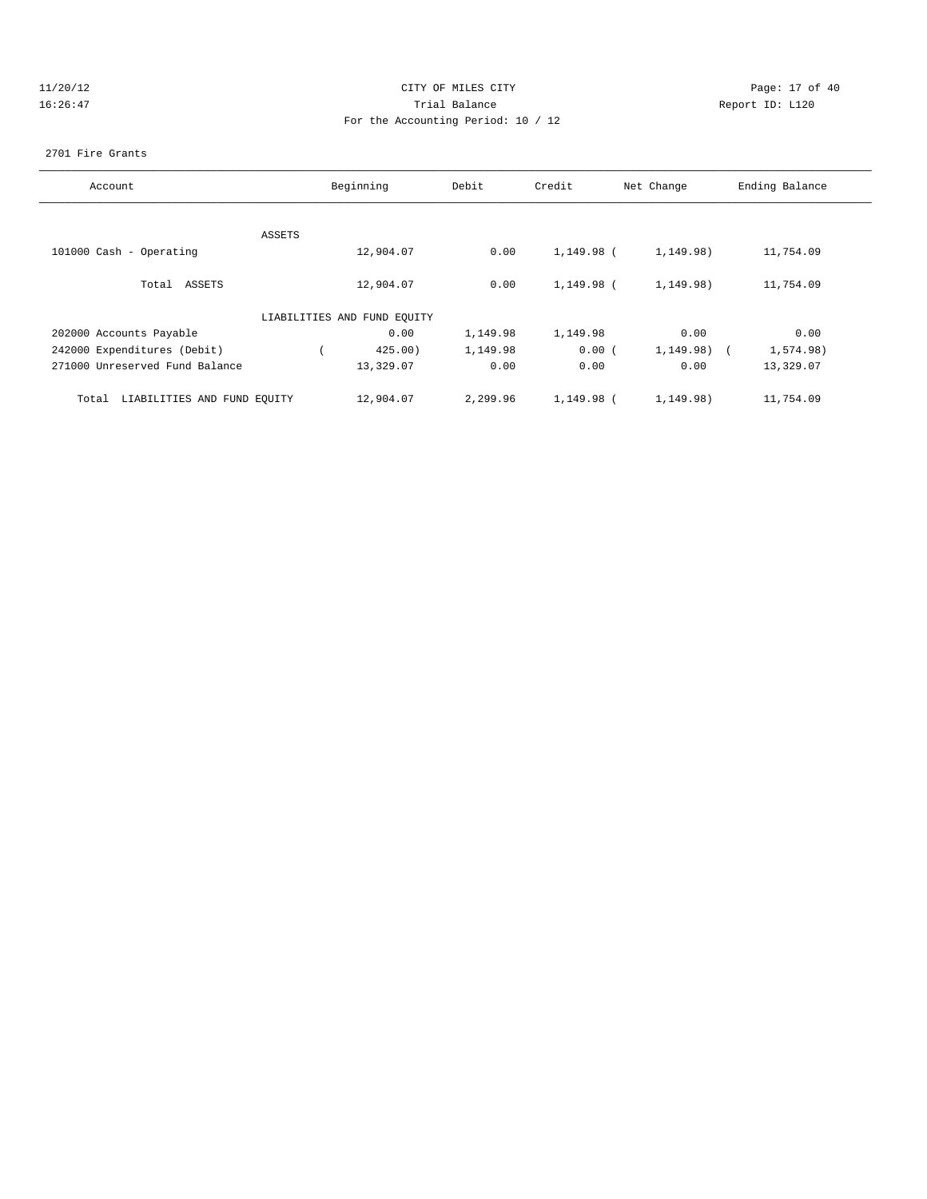11/20/12 CITY OF MILES CITY
16:26:47 Trial Balance Report ID: L120
For the Accounting Period: 10 / 12

2701 Fire Grants

| Account | Beginning | Debit | Credit | Net Change | Ending Balance |
|---|---|---|---|---|---|
| ASSETS | | | | | |
| 101000 Cash - Operating | 12,904.07 | 0.00 | 1,149.98 | (1,149.98) | 11,754.09 |
| Total ASSETS | 12,904.07 | 0.00 | 1,149.98 | (1,149.98) | 11,754.09 |
| LIABILITIES AND FUND EQUITY | | | | | |
| 202000 Accounts Payable | 0.00 | 1,149.98 | 1,149.98 | 0.00 | 0.00 |
| 242000 Expenditures (Debit) | (425.00) | 1,149.98 | 0.00 | (1,149.98) | (1,574.98) |
| 271000 Unreserved Fund Balance | 13,329.07 | 0.00 | 0.00 | 0.00 | 13,329.07 |
| Total LIABILITIES AND FUND EQUITY | 12,904.07 | 2,299.96 | 1,149.98 | (1,149.98) | 11,754.09 |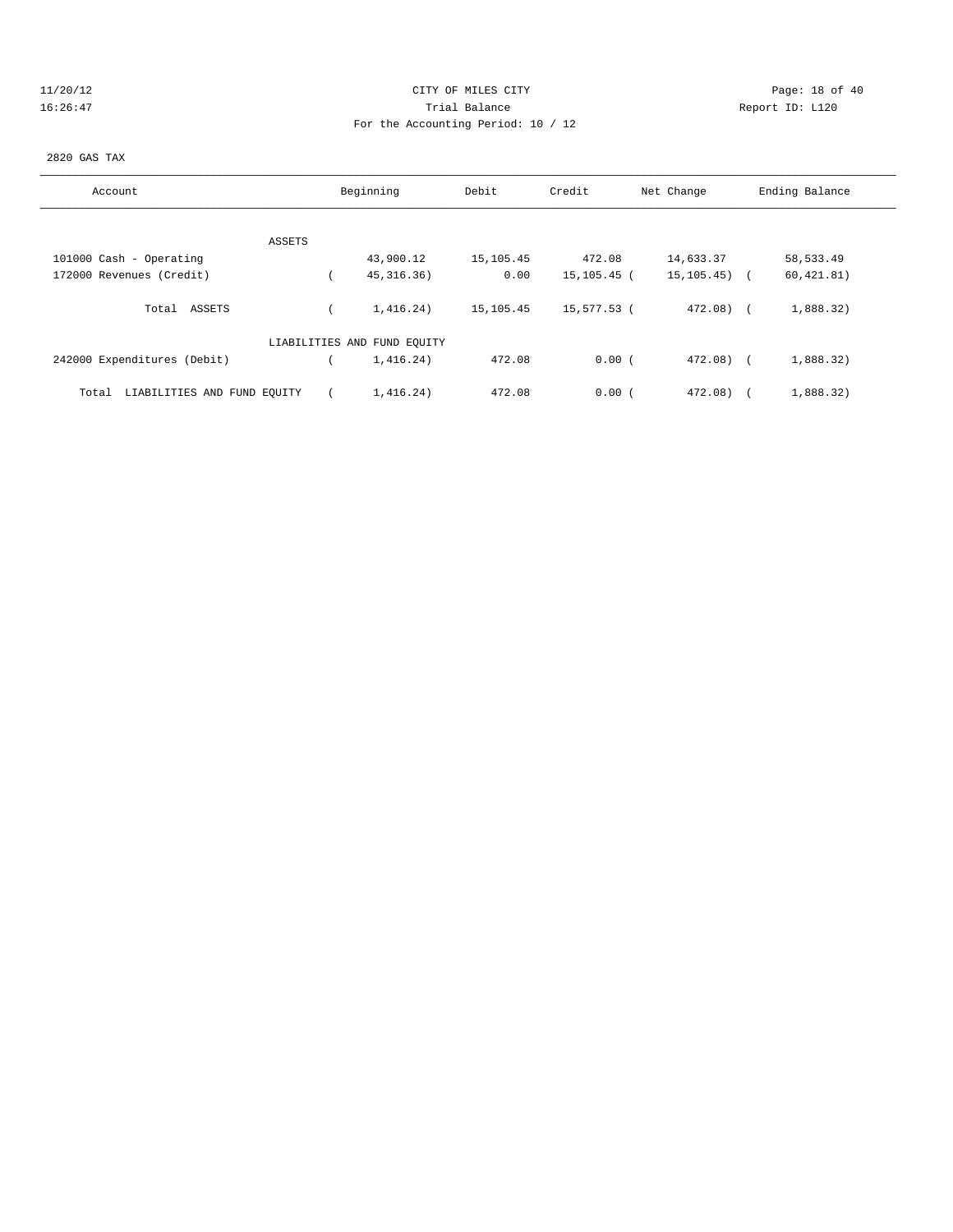CITY OF MILES CITY

Trial Balance

For the Accounting Period: 10 / 12

11/20/12 16:26:47 — Report ID: L120

2820 GAS TAX

| Account | Beginning | Debit | Credit | Net Change | Ending Balance |
|---|---|---|---|---|---|
| ASSETS | | | | | |
| 101000 Cash - Operating | 43,900.12 | 15,105.45 | 472.08 | 14,633.37 | 58,533.49 |
| 172000 Revenues (Credit) | ( 45,316.36) | 0.00 | 15,105.45 | ( 15,105.45) | ( 60,421.81) |
| Total ASSETS | ( 1,416.24) | 15,105.45 | 15,577.53 | ( 472.08) | ( 1,888.32) |
| LIABILITIES AND FUND EQUITY | | | | | |
| 242000 Expenditures (Debit) | ( 1,416.24) | 472.08 | 0.00 | ( 472.08) | ( 1,888.32) |
| Total LIABILITIES AND FUND EQUITY | ( 1,416.24) | 472.08 | 0.00 | ( 472.08) | ( 1,888.32) |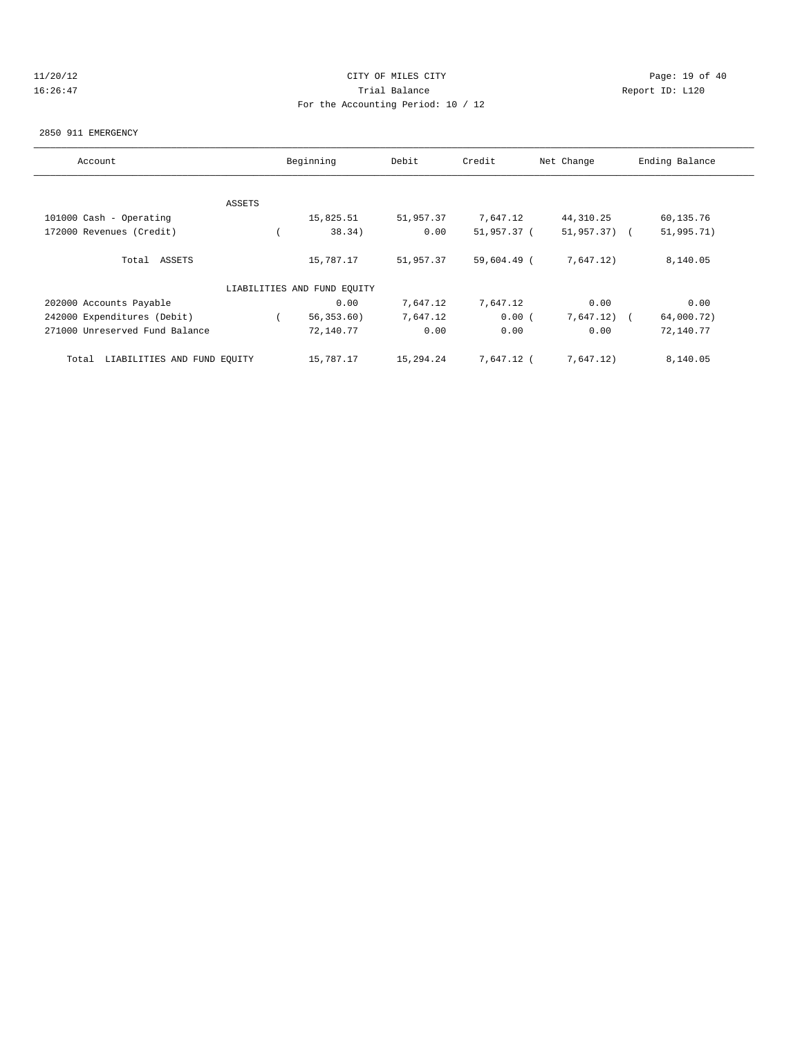CITY OF MILES CITY

Trial Balance

For the Accounting Period: 10 / 12

11/20/12 16:26:47 — Report ID: L120

2850 911 EMERGENCY

| Account | Beginning | Debit | Credit | Net Change | Ending Balance |
|---|---|---|---|---|---|
| **ASSETS** | | | | | |
| 101000 Cash - Operating | 15,825.51 | 51,957.37 | 7,647.12 | 44,310.25 | 60,135.76 |
| 172000 Revenues (Credit) | ( 38.34) | 0.00 | 51,957.37 | ( 51,957.37) | ( 51,995.71) |
| Total ASSETS | 15,787.17 | 51,957.37 | 59,604.49 | ( 7,647.12) | 8,140.05 |
| **LIABILITIES AND FUND EQUITY** | | | | | |
| 202000 Accounts Payable | 0.00 | 7,647.12 | 7,647.12 | 0.00 | 0.00 |
| 242000 Expenditures (Debit) | ( 56,353.60) | 7,647.12 | 0.00 | ( 7,647.12) | ( 64,000.72) |
| 271000 Unreserved Fund Balance | 72,140.77 | 0.00 | 0.00 | 0.00 | 72,140.77 |
| Total LIABILITIES AND FUND EQUITY | 15,787.17 | 15,294.24 | 7,647.12 | ( 7,647.12) | 8,140.05 |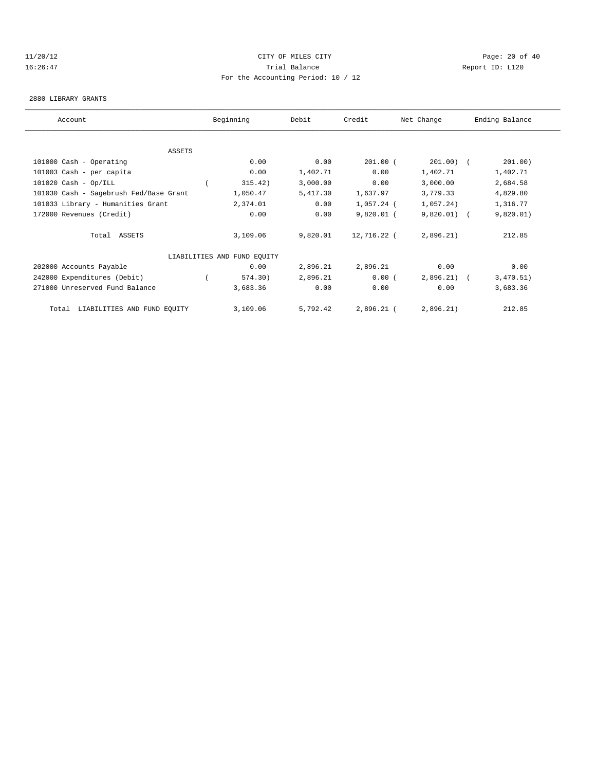CITY OF MILES CITY
Trial Balance
For the Accounting Period: 10 / 12

11/20/12
16:26:47

Report ID: L120

2880 LIBRARY GRANTS

| Account | Beginning | Debit | Credit | Net Change | Ending Balance |
|---|---|---|---|---|---|
| ASSETS | | | | | |
| 101000 Cash - Operating | 0.00 | 0.00 | 201.00 | ( 201.00) | ( 201.00) |
| 101003 Cash - per capita | 0.00 | 1,402.71 | 0.00 | 1,402.71 | 1,402.71 |
| 101020 Cash - Op/ILL | ( 315.42) | 3,000.00 | 0.00 | 3,000.00 | 2,684.58 |
| 101030 Cash - Sagebrush Fed/Base Grant | 1,050.47 | 5,417.30 | 1,637.97 | 3,779.33 | 4,829.80 |
| 101033 Library - Humanities Grant | 2,374.01 | 0.00 | 1,057.24 | ( 1,057.24) | 1,316.77 |
| 172000 Revenues (Credit) | 0.00 | 0.00 | 9,820.01 | ( 9,820.01) | ( 9,820.01) |
| Total ASSETS | 3,109.06 | 9,820.01 | 12,716.22 | ( 2,896.21) | 212.85 |
| LIABILITIES AND FUND EQUITY | | | | | |
| 202000 Accounts Payable | 0.00 | 2,896.21 | 2,896.21 | 0.00 | 0.00 |
| 242000 Expenditures (Debit) | ( 574.30) | 2,896.21 | 0.00 | ( 2,896.21) | ( 3,470.51) |
| 271000 Unreserved Fund Balance | 3,683.36 | 0.00 | 0.00 | 0.00 | 3,683.36 |
| Total LIABILITIES AND FUND EQUITY | 3,109.06 | 5,792.42 | 2,896.21 | ( 2,896.21) | 212.85 |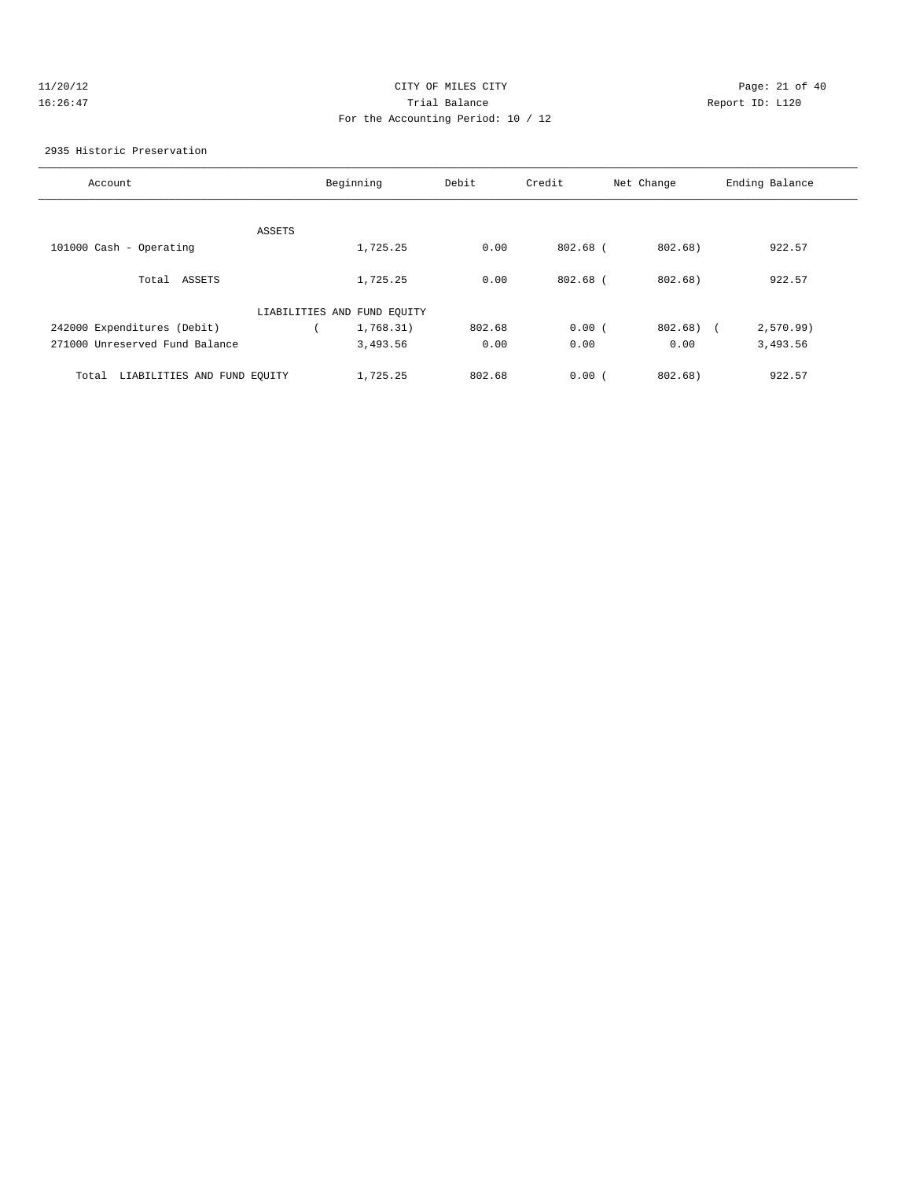CITY OF MILES CITY
Trial Balance
For the Accounting Period: 10 / 12

11/20/12
16:26:47

Report ID: L120

2935 Historic Preservation

| Account | Beginning | Debit | Credit | Net Change | Ending Balance |
|---|---|---|---|---|---|
| ASSETS | | | | | |
| 101000 Cash - Operating | 1,725.25 | 0.00 | 802.68 | ( 802.68) | 922.57 |
| Total ASSETS | 1,725.25 | 0.00 | 802.68 | ( 802.68) | 922.57 |
| LIABILITIES AND FUND EQUITY | | | | | |
| 242000 Expenditures (Debit) | ( 1,768.31) | 802.68 | 0.00 | ( 802.68) | ( 2,570.99) |
| 271000 Unreserved Fund Balance | 3,493.56 | 0.00 | 0.00 | 0.00 | 3,493.56 |
| Total LIABILITIES AND FUND EQUITY | 1,725.25 | 802.68 | 0.00 | ( 802.68) | 922.57 |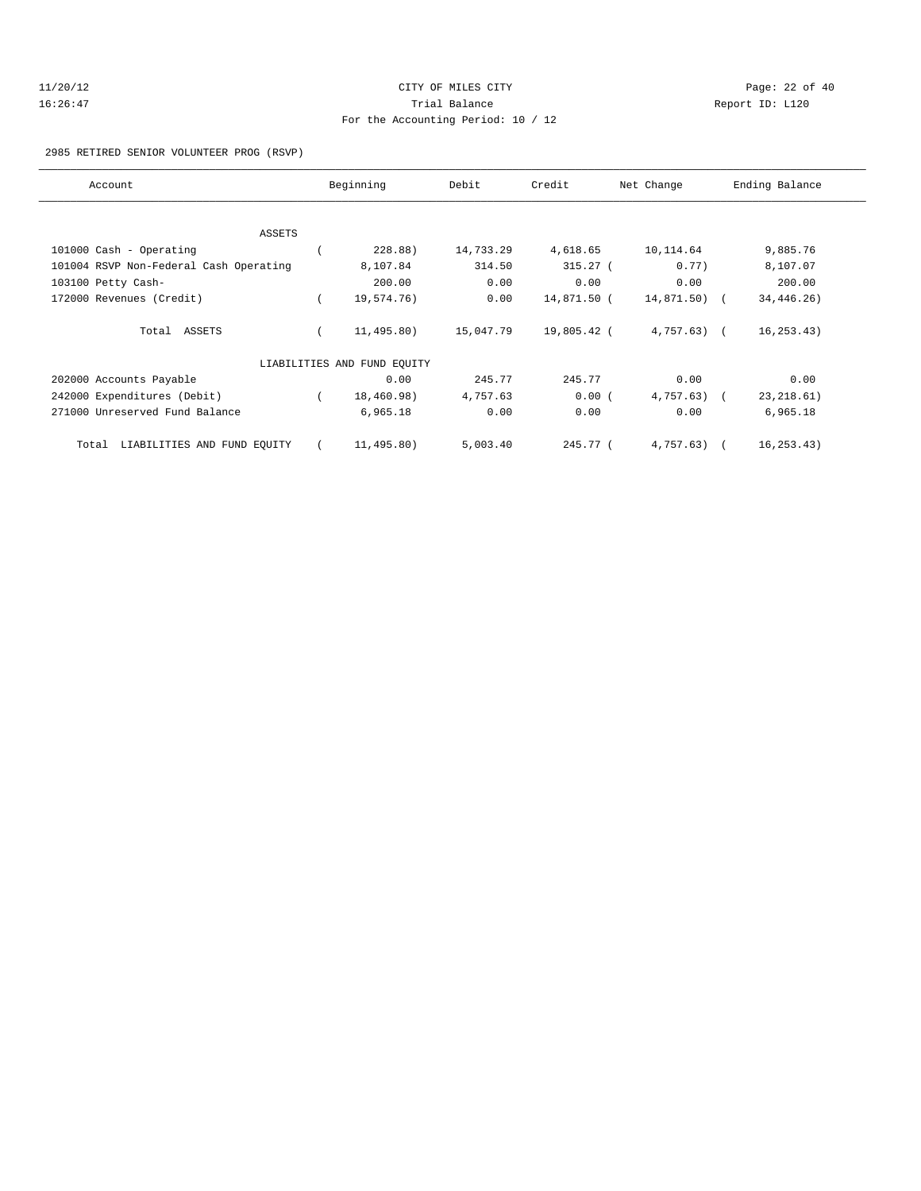CITY OF MILES CITY

Trial Balance

For the Accounting Period: 10 / 12

2985 RETIRED SENIOR VOLUNTEER PROG (RSVP)

| Account | Beginning | Debit | Credit | Net Change | Ending Balance |
|---|---|---|---|---|---|
| ASSETS | | | | | |
| 101000 Cash - Operating | ( 228.88) | 14,733.29 | 4,618.65 | 10,114.64 | 9,885.76 |
| 101004 RSVP Non-Federal Cash Operating | 8,107.84 | 314.50 | 315.27 | ( 0.77) | 8,107.07 |
| 103100 Petty Cash- | 200.00 | 0.00 | 0.00 | 0.00 | 200.00 |
| 172000 Revenues (Credit) | ( 19,574.76) | 0.00 | 14,871.50 | ( 14,871.50) | ( 34,446.26) |
| Total ASSETS | ( 11,495.80) | 15,047.79 | 19,805.42 | ( 4,757.63) | ( 16,253.43) |
| LIABILITIES AND FUND EQUITY | | | | | |
| 202000 Accounts Payable | 0.00 | 245.77 | 245.77 | 0.00 | 0.00 |
| 242000 Expenditures (Debit) | ( 18,460.98) | 4,757.63 | 0.00 | ( 4,757.63) | ( 23,218.61) |
| 271000 Unreserved Fund Balance | 6,965.18 | 0.00 | 0.00 | 0.00 | 6,965.18 |
| Total LIABILITIES AND FUND EQUITY | ( 11,495.80) | 5,003.40 | 245.77 | ( 4,757.63) | ( 16,253.43) |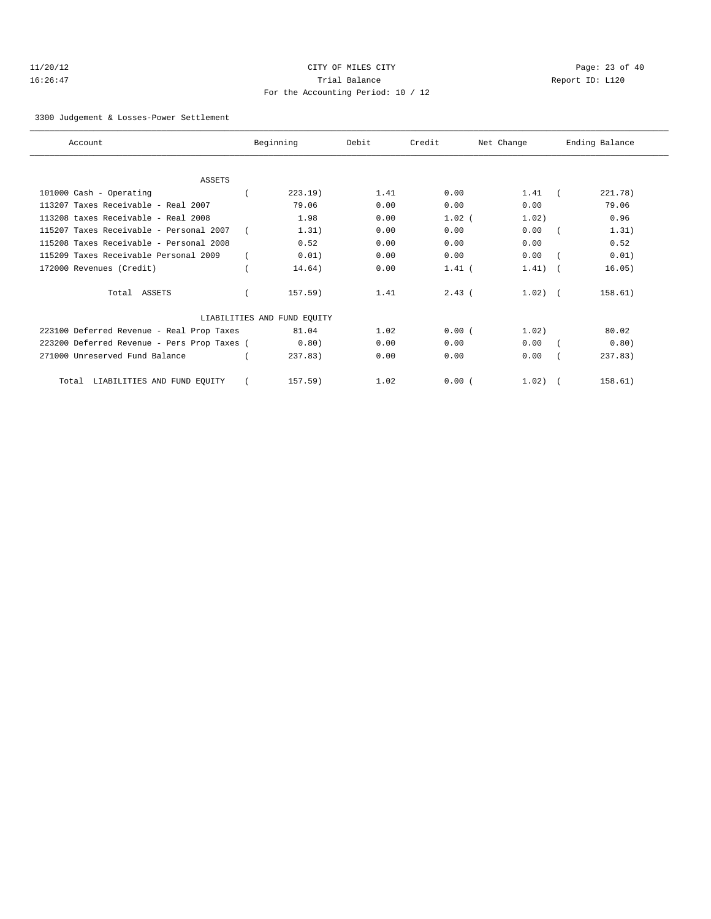11/20/12 CITY OF MILES CITY
16:26:47 Trial Balance Report ID: L120
For the Accounting Period: 10 / 12

3300 Judgement & Losses-Power Settlement

| Account | Beginning | Debit | Credit | Net Change | Ending Balance |
|---|---|---|---|---|---|
| ASSETS | | | | | |
| 101000 Cash - Operating | ( 223.19) | 1.41 | 0.00 | 1.41 | ( 221.78) |
| 113207 Taxes Receivable - Real 2007 | 79.06 | 0.00 | 0.00 | 0.00 | 79.06 |
| 113208 taxes Receivable - Real 2008 | 1.98 | 0.00 | 1.02 | ( 1.02) | 0.96 |
| 115207 Taxes Receivable - Personal 2007 | ( 1.31) | 0.00 | 0.00 | 0.00 | ( 1.31) |
| 115208 Taxes Receivable - Personal 2008 | 0.52 | 0.00 | 0.00 | 0.00 | 0.52 |
| 115209 Taxes Receivable Personal 2009 | ( 0.01) | 0.00 | 0.00 | 0.00 | ( 0.01) |
| 172000 Revenues (Credit) | ( 14.64) | 0.00 | 1.41 | ( 1.41) | ( 16.05) |
| Total ASSETS | ( 157.59) | 1.41 | 2.43 | ( 1.02) | ( 158.61) |
| LIABILITIES AND FUND EQUITY | | | | | |
| 223100 Deferred Revenue - Real Prop Taxes | 81.04 | 1.02 | 0.00 | ( 1.02) | 80.02 |
| 223200 Deferred Revenue - Pers Prop Taxes | ( 0.80) | 0.00 | 0.00 | 0.00 | ( 0.80) |
| 271000 Unreserved Fund Balance | ( 237.83) | 0.00 | 0.00 | 0.00 | ( 237.83) |
| Total LIABILITIES AND FUND EQUITY | ( 157.59) | 1.02 | 0.00 | ( 1.02) | ( 158.61) |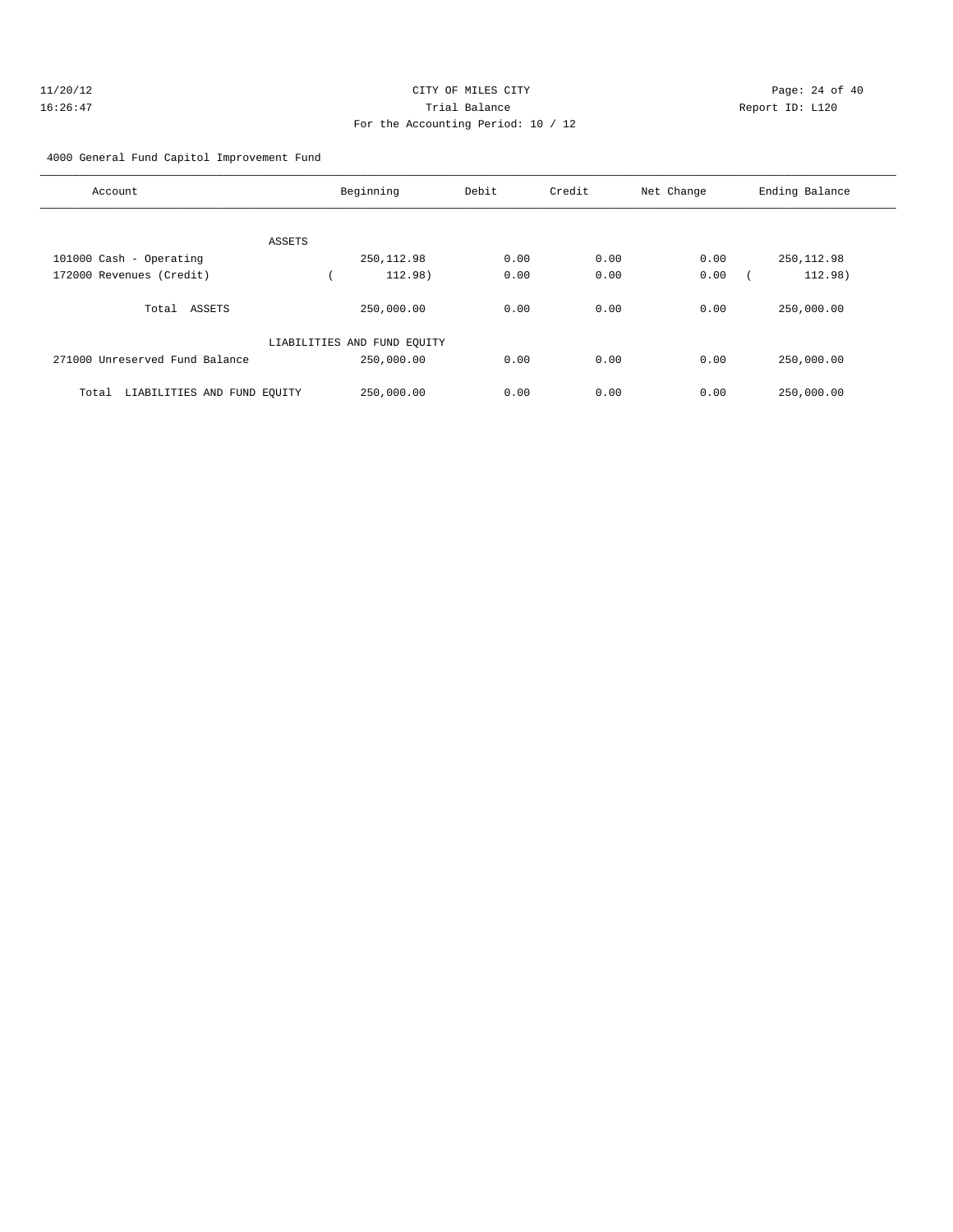CITY OF MILES CITY
Trial Balance
For the Accounting Period: 10 / 12

11/20/12
16:26:47

Report ID: L120

4000 General Fund Capitol Improvement Fund

| Account | Beginning | Debit | Credit | Net Change | Ending Balance |
|---|---|---|---|---|---|
| ASSETS | | | | | |
| 101000 Cash - Operating | 250,112.98 | 0.00 | 0.00 | 0.00 | 250,112.98 |
| 172000 Revenues (Credit) | ( 112.98) | 0.00 | 0.00 | 0.00 | ( 112.98) |
| Total ASSETS | 250,000.00 | 0.00 | 0.00 | 0.00 | 250,000.00 |
| LIABILITIES AND FUND EQUITY | | | | | |
| 271000 Unreserved Fund Balance | 250,000.00 | 0.00 | 0.00 | 0.00 | 250,000.00 |
| Total LIABILITIES AND FUND EQUITY | 250,000.00 | 0.00 | 0.00 | 0.00 | 250,000.00 |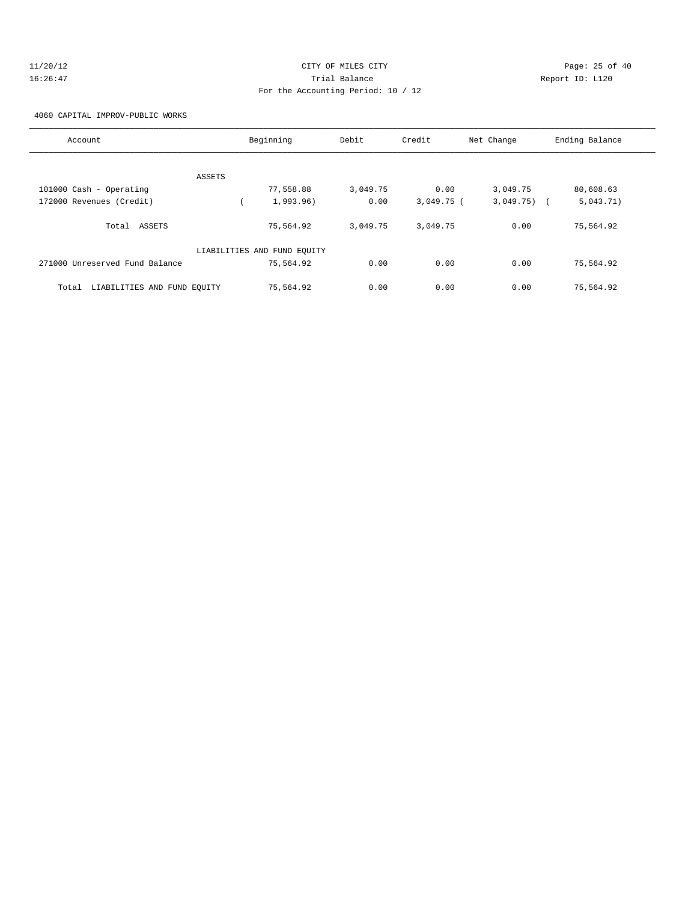CITY OF MILES CITY
Trial Balance
For the Accounting Period: 10 / 12

11/20/12
16:26:47

Report ID: L120

4060 CAPITAL IMPROV-PUBLIC WORKS

| Account | Beginning | Debit | Credit | Net Change | Ending Balance |
|---|---|---|---|---|---|
| ASSETS | | | | | |
| 101000 Cash - Operating | 77,558.88 | 3,049.75 | 0.00 | 3,049.75 | 80,608.63 |
| 172000 Revenues (Credit) | ( 1,993.96) | 0.00 | 3,049.75 | ( 3,049.75) | ( 5,043.71) |
| Total ASSETS | 75,564.92 | 3,049.75 | 3,049.75 | 0.00 | 75,564.92 |
| LIABILITIES AND FUND EQUITY | | | | | |
| 271000 Unreserved Fund Balance | 75,564.92 | 0.00 | 0.00 | 0.00 | 75,564.92 |
| Total LIABILITIES AND FUND EQUITY | 75,564.92 | 0.00 | 0.00 | 0.00 | 75,564.92 |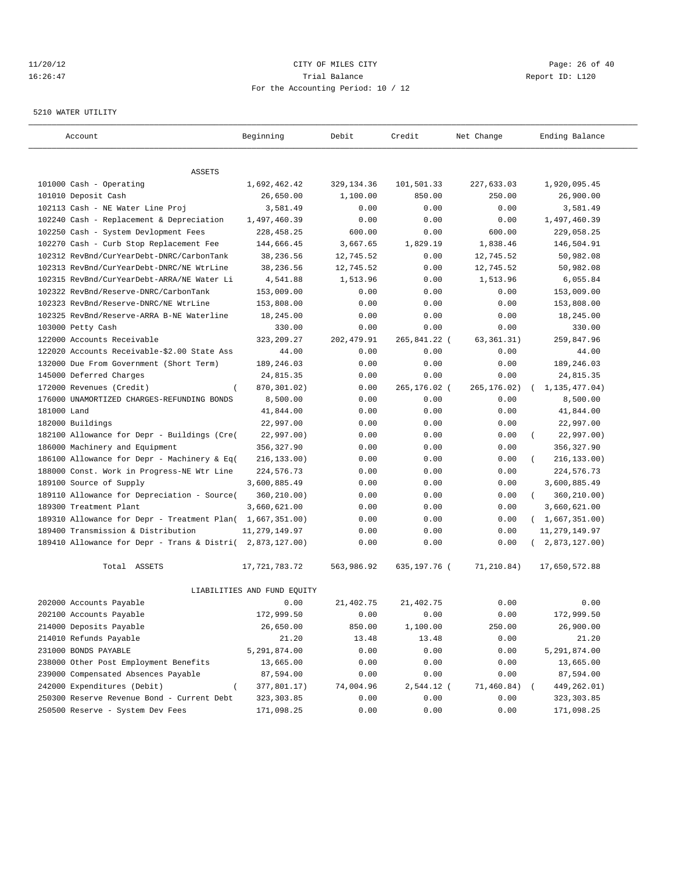11/20/12 CITY OF MILES CITY
16:26:47 Trial Balance Report ID: L120
For the Accounting Period: 10 / 12

5210 WATER UTILITY

| Account | Beginning | Debit | Credit | Net Change | Ending Balance |
|---|---|---|---|---|---|
| ASSETS | | | | | |
| 101000 Cash - Operating | 1,692,462.42 | 329,134.36 | 101,501.33 | 227,633.03 | 1,920,095.45 |
| 101010 Deposit Cash | 26,650.00 | 1,100.00 | 850.00 | 250.00 | 26,900.00 |
| 102113 Cash - NE Water Line Proj | 3,581.49 | 0.00 | 0.00 | 0.00 | 3,581.49 |
| 102240 Cash - Replacement & Depreciation | 1,497,460.39 | 0.00 | 0.00 | 0.00 | 1,497,460.39 |
| 102250 Cash - System Devlopment Fees | 228,458.25 | 600.00 | 0.00 | 600.00 | 229,058.25 |
| 102270 Cash - Curb Stop Replacement Fee | 144,666.45 | 3,667.65 | 1,829.19 | 1,838.46 | 146,504.91 |
| 102312 RevBnd/CurYearDebt-DNRC/CarbonTank | 38,236.56 | 12,745.52 | 0.00 | 12,745.52 | 50,982.08 |
| 102313 RevBnd/CurYearDebt-DNRC/NE WtrLine | 38,236.56 | 12,745.52 | 0.00 | 12,745.52 | 50,982.08 |
| 102315 RevBnd/CurYearDebt-ARRA/NE Water Li | 4,541.88 | 1,513.96 | 0.00 | 1,513.96 | 6,055.84 |
| 102322 RevBnd/Reserve-DNRC/CarbonTank | 153,009.00 | 0.00 | 0.00 | 0.00 | 153,009.00 |
| 102323 RevBnd/Reserve-DNRC/NE WtrLine | 153,808.00 | 0.00 | 0.00 | 0.00 | 153,808.00 |
| 102325 RevBnd/Reserve-ARRA B-NE Waterline | 18,245.00 | 0.00 | 0.00 | 0.00 | 18,245.00 |
| 103000 Petty Cash | 330.00 | 0.00 | 0.00 | 0.00 | 330.00 |
| 122000 Accounts Receivable | 323,209.27 | 202,479.91 | 265,841.22 | ( 63,361.31) | 259,847.96 |
| 122020 Accounts Receivable-$2.00 State Ass | 44.00 | 0.00 | 0.00 | 0.00 | 44.00 |
| 132000 Due From Government (Short Term) | 189,246.03 | 0.00 | 0.00 | 0.00 | 189,246.03 |
| 145000 Deferred Charges | 24,815.35 | 0.00 | 0.00 | 0.00 | 24,815.35 |
| 172000 Revenues (Credit) | ( 870,301.02) | 0.00 | 265,176.02 | ( 265,176.02) | ( 1,135,477.04) |
| 176000 UNAMORTIZED CHARGES-REFUNDING BONDS | 8,500.00 | 0.00 | 0.00 | 0.00 | 8,500.00 |
| 181000 Land | 41,844.00 | 0.00 | 0.00 | 0.00 | 41,844.00 |
| 182000 Buildings | 22,997.00 | 0.00 | 0.00 | 0.00 | 22,997.00 |
| 182100 Allowance for Depr - Buildings (Cre( | 22,997.00) | 0.00 | 0.00 | 0.00 | ( 22,997.00) |
| 186000 Machinery and Equipment | 356,327.90 | 0.00 | 0.00 | 0.00 | 356,327.90 |
| 186100 Allowance for Depr - Machinery & Eq( | 216,133.00) | 0.00 | 0.00 | 0.00 | ( 216,133.00) |
| 188000 Const. Work in Progress-NE Wtr Line | 224,576.73 | 0.00 | 0.00 | 0.00 | 224,576.73 |
| 189100 Source of Supply | 3,600,885.49 | 0.00 | 0.00 | 0.00 | 3,600,885.49 |
| 189110 Allowance for Depreciation - Source( | 360,210.00) | 0.00 | 0.00 | 0.00 | ( 360,210.00) |
| 189300 Treatment Plant | 3,660,621.00 | 0.00 | 0.00 | 0.00 | 3,660,621.00 |
| 189310 Allowance for Depr - Treatment Plan( | 1,667,351.00) | 0.00 | 0.00 | 0.00 | ( 1,667,351.00) |
| 189400 Transmission & Distribution | 11,279,149.97 | 0.00 | 0.00 | 0.00 | 11,279,149.97 |
| 189410 Allowance for Depr - Trans & Distri( | 2,873,127.00) | 0.00 | 0.00 | 0.00 | ( 2,873,127.00) |
| Total ASSETS | 17,721,783.72 | 563,986.92 | 635,197.76 | ( 71,210.84) | 17,650,572.88 |
| LIABILITIES AND FUND EQUITY | | | | | |
| 202000 Accounts Payable | 0.00 | 21,402.75 | 21,402.75 | 0.00 | 0.00 |
| 202100 Accounts Payable | 172,999.50 | 0.00 | 0.00 | 0.00 | 172,999.50 |
| 214000 Deposits Payable | 26,650.00 | 850.00 | 1,100.00 | 250.00 | 26,900.00 |
| 214010 Refunds Payable | 21.20 | 13.48 | 13.48 | 0.00 | 21.20 |
| 231000 BONDS PAYABLE | 5,291,874.00 | 0.00 | 0.00 | 0.00 | 5,291,874.00 |
| 238000 Other Post Employment Benefits | 13,665.00 | 0.00 | 0.00 | 0.00 | 13,665.00 |
| 239000 Compensated Absences Payable | 87,594.00 | 0.00 | 0.00 | 0.00 | 87,594.00 |
| 242000 Expenditures (Debit) | ( 377,801.17) | 74,004.96 | 2,544.12 | ( 71,460.84) | ( 449,262.01) |
| 250300 Reserve Revenue Bond - Current Debt | 323,303.85 | 0.00 | 0.00 | 0.00 | 323,303.85 |
| 250500 Reserve - System Dev Fees | 171,098.25 | 0.00 | 0.00 | 0.00 | 171,098.25 |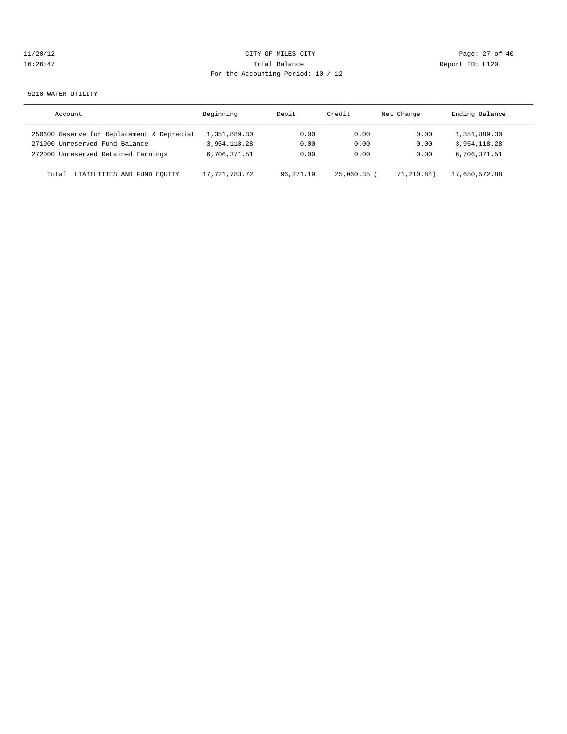CITY OF MILES CITY

Trial Balance

For the Accounting Period: 10 / 12

11/20/12 16:26:47

Report ID: L120

5210 WATER UTILITY

| Account | Beginning | Debit | Credit | Net Change | Ending Balance |
|---|---|---|---|---|---|
| 250600 Reserve for Replacement & Depreciat | 1,351,889.30 | 0.00 | 0.00 | 0.00 | 1,351,889.30 |
| 271000 Unreserved Fund Balance | 3,954,118.28 | 0.00 | 0.00 | 0.00 | 3,954,118.28 |
| 272000 Unreserved Retained Earnings | 6,706,371.51 | 0.00 | 0.00 | 0.00 | 6,706,371.51 |
| Total LIABILITIES AND FUND EQUITY | 17,721,783.72 | 96,271.19 | 25,060.35 | ( 71,210.84) | 17,650,572.88 |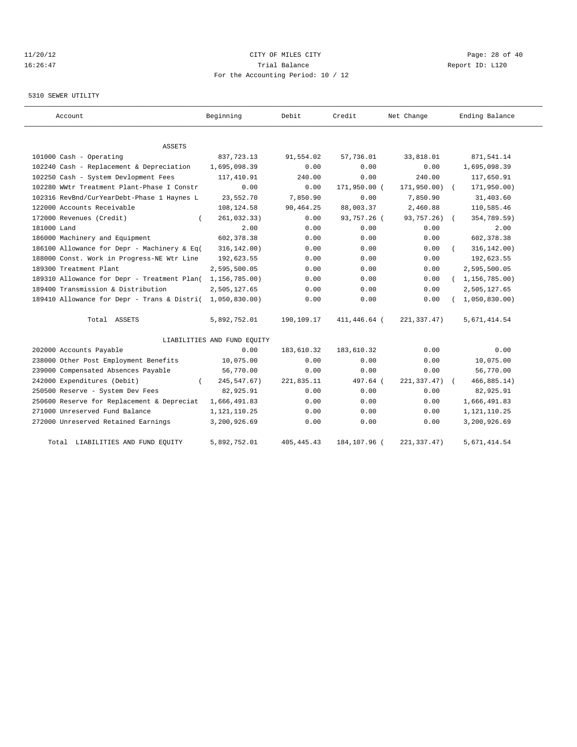CITY OF MILES CITY
Trial Balance
For the Accounting Period: 10 / 12

11/20/12
16:26:47

Report ID: L120

5310 SEWER UTILITY

| Account | Beginning | Debit | Credit | Net Change | Ending Balance |
|---|---|---|---|---|---|
| ASSETS | | | | | |
| 101000 Cash - Operating | 837,723.13 | 91,554.02 | 57,736.01 | 33,818.01 | 871,541.14 |
| 102240 Cash - Replacement & Depreciation | 1,695,098.39 | 0.00 | 0.00 | 0.00 | 1,695,098.39 |
| 102250 Cash - System Devlopment Fees | 117,410.91 | 240.00 | 0.00 | 240.00 | 117,650.91 |
| 102280 WWtr Treatment Plant-Phase I Constr | 0.00 | 0.00 | 171,950.00 | (171,950.00) | (171,950.00) |
| 102316 RevBnd/CurYearDebt-Phase 1 Haynes L | 23,552.70 | 7,850.90 | 0.00 | 7,850.90 | 31,403.60 |
| 122000 Accounts Receivable | 108,124.58 | 90,464.25 | 88,003.37 | 2,460.88 | 110,585.46 |
| 172000 Revenues (Credit) | (261,032.33) | 0.00 | 93,757.26 | (93,757.26) | (354,789.59) |
| 181000 Land | 2.00 | 0.00 | 0.00 | 0.00 | 2.00 |
| 186000 Machinery and Equipment | 602,378.38 | 0.00 | 0.00 | 0.00 | 602,378.38 |
| 186100 Allowance for Depr - Machinery & Eq | (316,142.00) | 0.00 | 0.00 | 0.00 | (316,142.00) |
| 188000 Const. Work in Progress-NE Wtr Line | 192,623.55 | 0.00 | 0.00 | 0.00 | 192,623.55 |
| 189300 Treatment Plant | 2,595,500.05 | 0.00 | 0.00 | 0.00 | 2,595,500.05 |
| 189310 Allowance for Depr - Treatment Plan | (1,156,785.00) | 0.00 | 0.00 | 0.00 | (1,156,785.00) |
| 189400 Transmission & Distribution | 2,505,127.65 | 0.00 | 0.00 | 0.00 | 2,505,127.65 |
| 189410 Allowance for Depr - Trans & Distri | (1,050,830.00) | 0.00 | 0.00 | 0.00 | (1,050,830.00) |
| Total ASSETS | 5,892,752.01 | 190,109.17 | 411,446.64 | (221,337.47) | 5,671,414.54 |
| LIABILITIES AND FUND EQUITY | | | | | |
| 202000 Accounts Payable | 0.00 | 183,610.32 | 183,610.32 | 0.00 | 0.00 |
| 238000 Other Post Employment Benefits | 10,075.00 | 0.00 | 0.00 | 0.00 | 10,075.00 |
| 239000 Compensated Absences Payable | 56,770.00 | 0.00 | 0.00 | 0.00 | 56,770.00 |
| 242000 Expenditures (Debit) | (245,547.67) | 221,835.11 | 497.64 | (221,337.47) | (466,885.14) |
| 250500 Reserve - System Dev Fees | 82,925.91 | 0.00 | 0.00 | 0.00 | 82,925.91 |
| 250600 Reserve for Replacement & Depreciat | 1,666,491.83 | 0.00 | 0.00 | 0.00 | 1,666,491.83 |
| 271000 Unreserved Fund Balance | 1,121,110.25 | 0.00 | 0.00 | 0.00 | 1,121,110.25 |
| 272000 Unreserved Retained Earnings | 3,200,926.69 | 0.00 | 0.00 | 0.00 | 3,200,926.69 |
| Total LIABILITIES AND FUND EQUITY | 5,892,752.01 | 405,445.43 | 184,107.96 | (221,337.47) | 5,671,414.54 |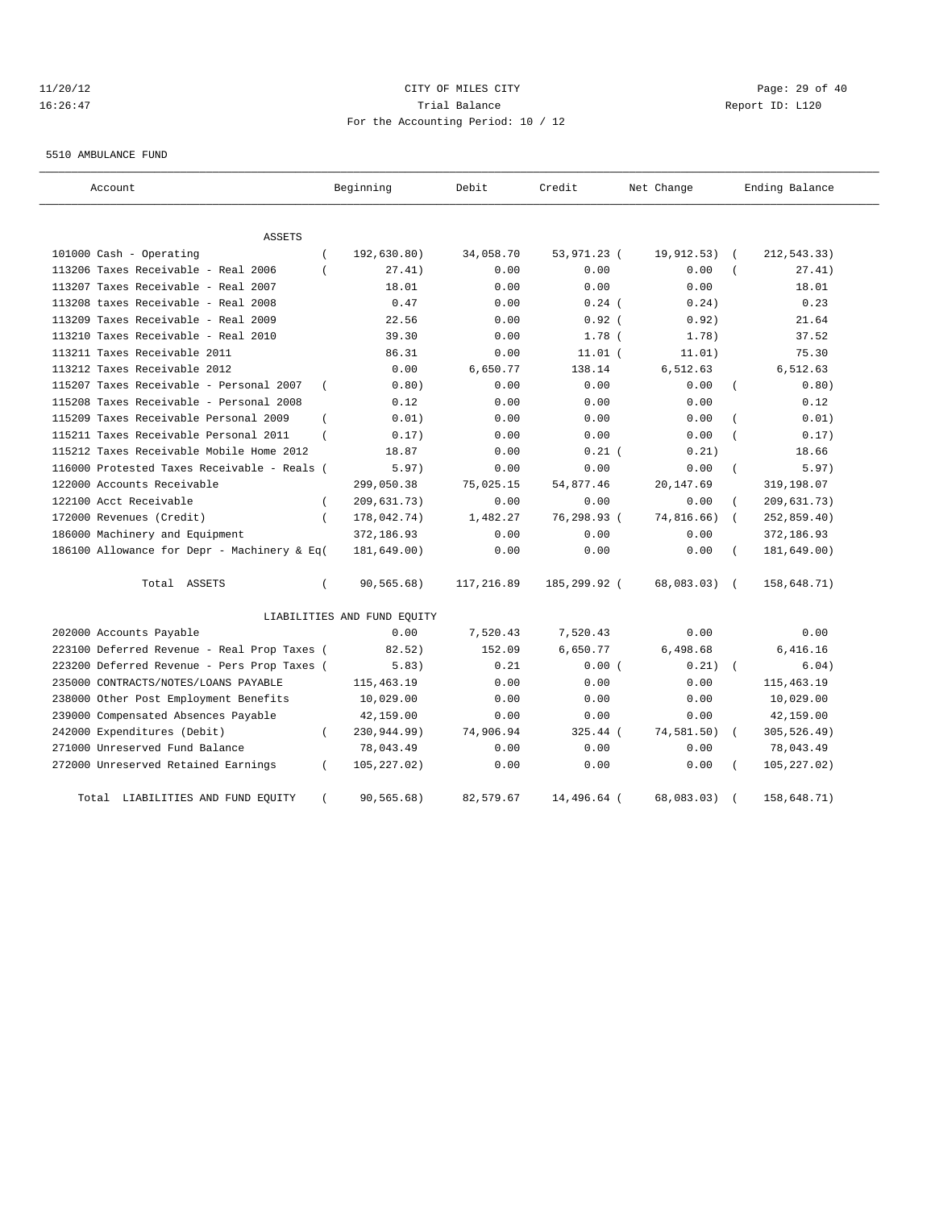CITY OF MILES CITY

Trial Balance

For the Accounting Period: 10 / 12

5510 AMBULANCE FUND

| Account | Beginning | Debit | Credit | Net Change | Ending Balance |
|---|---|---|---|---|---|
| ASSETS | | | | | |
| 101000 Cash - Operating | ( 192,630.80) | 34,058.70 | 53,971.23 | ( 19,912.53) | ( 212,543.33) |
| 113206 Taxes Receivable - Real 2006 | ( 27.41) | 0.00 | 0.00 | 0.00 | ( 27.41) |
| 113207 Taxes Receivable - Real 2007 | 18.01 | 0.00 | 0.00 | 0.00 | 18.01 |
| 113208 taxes Receivable - Real 2008 | 0.47 | 0.00 | 0.24 | ( 0.24) | 0.23 |
| 113209 Taxes Receivable - Real 2009 | 22.56 | 0.00 | 0.92 | ( 0.92) | 21.64 |
| 113210 Taxes Receivable - Real 2010 | 39.30 | 0.00 | 1.78 | ( 1.78) | 37.52 |
| 113211 Taxes Receivable 2011 | 86.31 | 0.00 | 11.01 | ( 11.01) | 75.30 |
| 113212 Taxes Receivable 2012 | 0.00 | 6,650.77 | 138.14 | 6,512.63 | 6,512.63 |
| 115207 Taxes Receivable - Personal 2007 | ( 0.80) | 0.00 | 0.00 | 0.00 | ( 0.80) |
| 115208 Taxes Receivable - Personal 2008 | 0.12 | 0.00 | 0.00 | 0.00 | 0.12 |
| 115209 Taxes Receivable Personal 2009 | ( 0.01) | 0.00 | 0.00 | 0.00 | ( 0.01) |
| 115211 Taxes Receivable Personal 2011 | ( 0.17) | 0.00 | 0.00 | 0.00 | ( 0.17) |
| 115212 Taxes Receivable Mobile Home 2012 | 18.87 | 0.00 | 0.21 | ( 0.21) | 18.66 |
| 116000 Protested Taxes Receivable - Reals | ( 5.97) | 0.00 | 0.00 | 0.00 | ( 5.97) |
| 122000 Accounts Receivable | 299,050.38 | 75,025.15 | 54,877.46 | 20,147.69 | 319,198.07 |
| 122100 Acct Receivable | ( 209,631.73) | 0.00 | 0.00 | 0.00 | ( 209,631.73) |
| 172000 Revenues (Credit) | ( 178,042.74) | 1,482.27 | 76,298.93 | ( 74,816.66) | ( 252,859.40) |
| 186000 Machinery and Equipment | 372,186.93 | 0.00 | 0.00 | 0.00 | 372,186.93 |
| 186100 Allowance for Depr - Machinery & Eq | ( 181,649.00) | 0.00 | 0.00 | 0.00 | ( 181,649.00) |
| Total ASSETS | ( 90,565.68) | 117,216.89 | 185,299.92 | ( 68,083.03) | ( 158,648.71) |
| LIABILITIES AND FUND EQUITY | | | | | |
| 202000 Accounts Payable | 0.00 | 7,520.43 | 7,520.43 | 0.00 | 0.00 |
| 223100 Deferred Revenue - Real Prop Taxes | ( 82.52) | 152.09 | 6,650.77 | 6,498.68 | 6,416.16 |
| 223200 Deferred Revenue - Pers Prop Taxes | ( 5.83) | 0.21 | 0.00 | ( 0.21) | ( 6.04) |
| 235000 CONTRACTS/NOTES/LOANS PAYABLE | 115,463.19 | 0.00 | 0.00 | 0.00 | 115,463.19 |
| 238000 Other Post Employment Benefits | 10,029.00 | 0.00 | 0.00 | 0.00 | 10,029.00 |
| 239000 Compensated Absences Payable | 42,159.00 | 0.00 | 0.00 | 0.00 | 42,159.00 |
| 242000 Expenditures (Debit) | ( 230,944.99) | 74,906.94 | 325.44 | ( 74,581.50) | ( 305,526.49) |
| 271000 Unreserved Fund Balance | 78,043.49 | 0.00 | 0.00 | 0.00 | 78,043.49 |
| 272000 Unreserved Retained Earnings | ( 105,227.02) | 0.00 | 0.00 | 0.00 | ( 105,227.02) |
| Total LIABILITIES AND FUND EQUITY | ( 90,565.68) | 82,579.67 | 14,496.64 | ( 68,083.03) | ( 158,648.71) |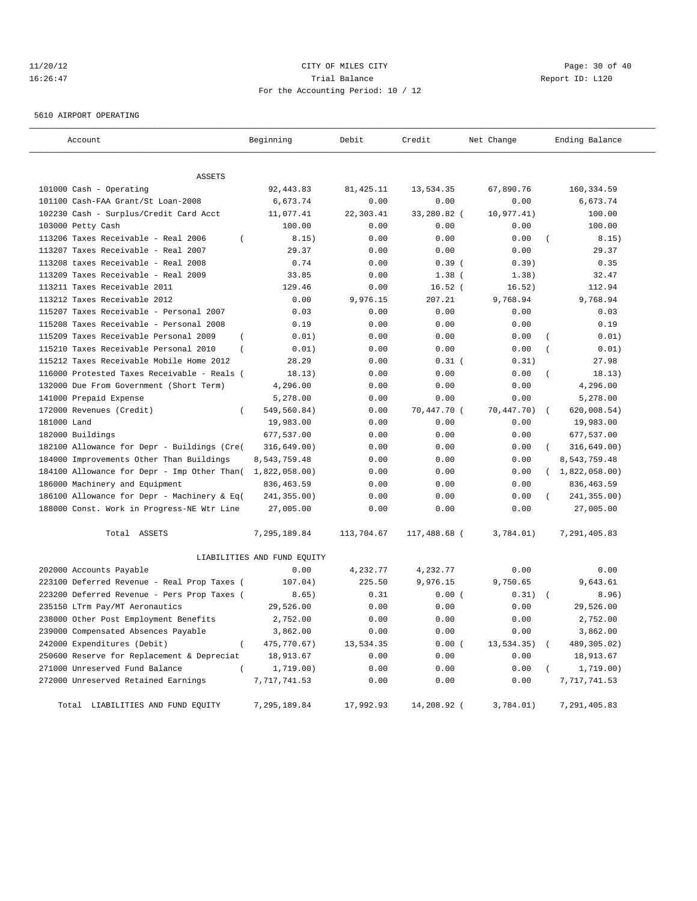CITY OF MILES CITY
Trial Balance
For the Accounting Period: 10 / 12

11/20/12
16:26:47

Report ID: L120

5610 AIRPORT OPERATING

| Account | Beginning | Debit | Credit | Net Change | Ending Balance |
|---|---|---|---|---|---|
| ASSETS | | | | | |
| 101000 Cash - Operating | 92,443.83 | 81,425.11 | 13,534.35 | 67,890.76 | 160,334.59 |
| 101100 Cash-FAA Grant/St Loan-2008 | 6,673.74 | 0.00 | 0.00 | 0.00 | 6,673.74 |
| 102230 Cash - Surplus/Credit Card Acct | 11,077.41 | 22,303.41 | 33,280.82 | ( 10,977.41) | 100.00 |
| 103000 Petty Cash | 100.00 | 0.00 | 0.00 | 0.00 | 100.00 |
| 113206 Taxes Receivable - Real 2006 | ( 8.15) | 0.00 | 0.00 | 0.00 | ( 8.15) |
| 113207 Taxes Receivable - Real 2007 | 29.37 | 0.00 | 0.00 | 0.00 | 29.37 |
| 113208 taxes Receivable - Real 2008 | 0.74 | 0.00 | 0.39 | ( 0.39) | 0.35 |
| 113209 Taxes Receivable - Real 2009 | 33.85 | 0.00 | 1.38 | ( 1.38) | 32.47 |
| 113211 Taxes Receivable 2011 | 129.46 | 0.00 | 16.52 | ( 16.52) | 112.94 |
| 113212 Taxes Receivable 2012 | 0.00 | 9,976.15 | 207.21 | 9,768.94 | 9,768.94 |
| 115207 Taxes Receivable - Personal 2007 | 0.03 | 0.00 | 0.00 | 0.00 | 0.03 |
| 115208 Taxes Receivable - Personal 2008 | 0.19 | 0.00 | 0.00 | 0.00 | 0.19 |
| 115209 Taxes Receivable Personal 2009 | ( 0.01) | 0.00 | 0.00 | 0.00 | ( 0.01) |
| 115210 Taxes Receivable Personal 2010 | ( 0.01) | 0.00 | 0.00 | 0.00 | ( 0.01) |
| 115212 Taxes Receivable Mobile Home 2012 | 28.29 | 0.00 | 0.31 | ( 0.31) | 27.98 |
| 116000 Protested Taxes Receivable - Reals | ( 18.13) | 0.00 | 0.00 | 0.00 | ( 18.13) |
| 132000 Due From Government (Short Term) | 4,296.00 | 0.00 | 0.00 | 0.00 | 4,296.00 |
| 141000 Prepaid Expense | 5,278.00 | 0.00 | 0.00 | 0.00 | 5,278.00 |
| 172000 Revenues (Credit) | ( 549,560.84) | 0.00 | 70,447.70 | ( 70,447.70) | ( 620,008.54) |
| 181000 Land | 19,983.00 | 0.00 | 0.00 | 0.00 | 19,983.00 |
| 182000 Buildings | 677,537.00 | 0.00 | 0.00 | 0.00 | 677,537.00 |
| 182100 Allowance for Depr - Buildings (Cre | ( 316,649.00) | 0.00 | 0.00 | 0.00 | ( 316,649.00) |
| 184000 Improvements Other Than Buildings | 8,543,759.48 | 0.00 | 0.00 | 0.00 | 8,543,759.48 |
| 184100 Allowance for Depr - Imp Other Than | ( 1,822,058.00) | 0.00 | 0.00 | 0.00 | ( 1,822,058.00) |
| 186000 Machinery and Equipment | 836,463.59 | 0.00 | 0.00 | 0.00 | 836,463.59 |
| 186100 Allowance for Depr - Machinery & Eq | ( 241,355.00) | 0.00 | 0.00 | 0.00 | ( 241,355.00) |
| 188000 Const. Work in Progress-NE Wtr Line | 27,005.00 | 0.00 | 0.00 | 0.00 | 27,005.00 |
| Total ASSETS | 7,295,189.84 | 113,704.67 | 117,488.68 | ( 3,784.01) | 7,291,405.83 |
| LIABILITIES AND FUND EQUITY | | | | | |
| 202000 Accounts Payable | 0.00 | 4,232.77 | 4,232.77 | 0.00 | 0.00 |
| 223100 Deferred Revenue - Real Prop Taxes | ( 107.04) | 225.50 | 9,976.15 | 9,750.65 | 9,643.61 |
| 223200 Deferred Revenue - Pers Prop Taxes | ( 8.65) | 0.31 | 0.00 | ( 0.31) | ( 8.96) |
| 235150 LTrm Pay/MT Aeronautics | 29,526.00 | 0.00 | 0.00 | 0.00 | 29,526.00 |
| 238000 Other Post Employment Benefits | 2,752.00 | 0.00 | 0.00 | 0.00 | 2,752.00 |
| 239000 Compensated Absences Payable | 3,862.00 | 0.00 | 0.00 | 0.00 | 3,862.00 |
| 242000 Expenditures (Debit) | ( 475,770.67) | 13,534.35 | 0.00 | ( 13,534.35) | ( 489,305.02) |
| 250600 Reserve for Replacement & Depreciat | 18,913.67 | 0.00 | 0.00 | 0.00 | 18,913.67 |
| 271000 Unreserved Fund Balance | ( 1,719.00) | 0.00 | 0.00 | 0.00 | ( 1,719.00) |
| 272000 Unreserved Retained Earnings | 7,717,741.53 | 0.00 | 0.00 | 0.00 | 7,717,741.53 |
| Total LIABILITIES AND FUND EQUITY | 7,295,189.84 | 17,992.93 | 14,208.92 | ( 3,784.01) | 7,291,405.83 |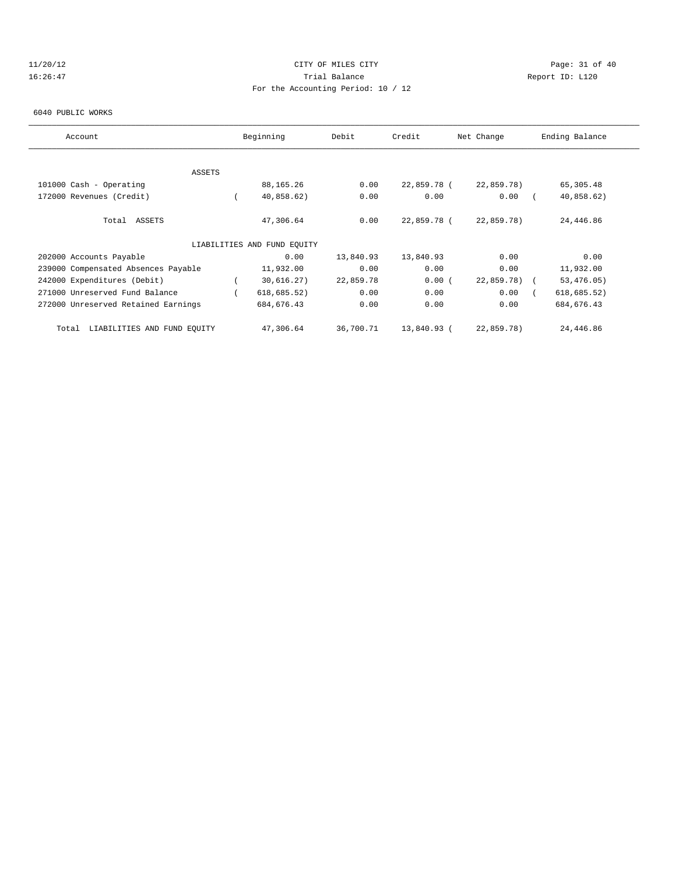CITY OF MILES CITY

Trial Balance

For the Accounting Period: 10 / 12

11/20/12 16:26:47 — Report ID: L120

6040 PUBLIC WORKS

| Account | Beginning | Debit | Credit | Net Change | Ending Balance |
|---|---|---|---|---|---|
| ASSETS | | | | | |
| 101000 Cash - Operating | 88,165.26 | 0.00 | 22,859.78 | (22,859.78) | 65,305.48 |
| 172000 Revenues (Credit) | (40,858.62) | 0.00 | 0.00 | 0.00 | (40,858.62) |
| Total ASSETS | 47,306.64 | 0.00 | 22,859.78 | (22,859.78) | 24,446.86 |
| LIABILITIES AND FUND EQUITY | | | | | |
| 202000 Accounts Payable | 0.00 | 13,840.93 | 13,840.93 | 0.00 | 0.00 |
| 239000 Compensated Absences Payable | 11,932.00 | 0.00 | 0.00 | 0.00 | 11,932.00 |
| 242000 Expenditures (Debit) | (30,616.27) | 22,859.78 | 0.00 | (22,859.78) | (53,476.05) |
| 271000 Unreserved Fund Balance | (618,685.52) | 0.00 | 0.00 | 0.00 | (618,685.52) |
| 272000 Unreserved Retained Earnings | 684,676.43 | 0.00 | 0.00 | 0.00 | 684,676.43 |
| Total LIABILITIES AND FUND EQUITY | 47,306.64 | 36,700.71 | 13,840.93 | (22,859.78) | 24,446.86 |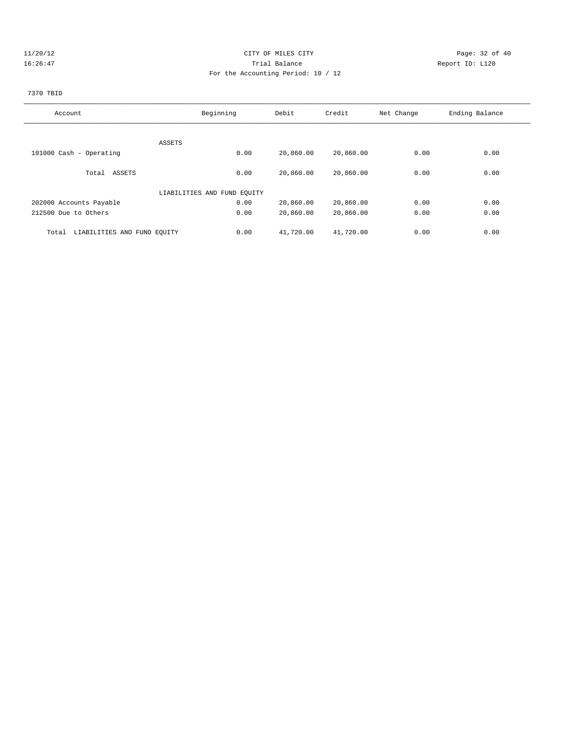CITY OF MILES CITY
Trial Balance
For the Accounting Period: 10 / 12

11/20/12 16:26:47 — Report ID: L120

7370 TBID

| Account | Beginning | Debit | Credit | Net Change | Ending Balance |
|---|---|---|---|---|---|
| ASSETS | | | | | |
| 101000 Cash - Operating | 0.00 | 20,860.00 | 20,860.00 | 0.00 | 0.00 |
| Total ASSETS | 0.00 | 20,860.00 | 20,860.00 | 0.00 | 0.00 |
| LIABILITIES AND FUND EQUITY | | | | | |
| 202000 Accounts Payable | 0.00 | 20,860.00 | 20,860.00 | 0.00 | 0.00 |
| 212500 Due to Others | 0.00 | 20,860.00 | 20,860.00 | 0.00 | 0.00 |
| Total LIABILITIES AND FUND EQUITY | 0.00 | 41,720.00 | 41,720.00 | 0.00 | 0.00 |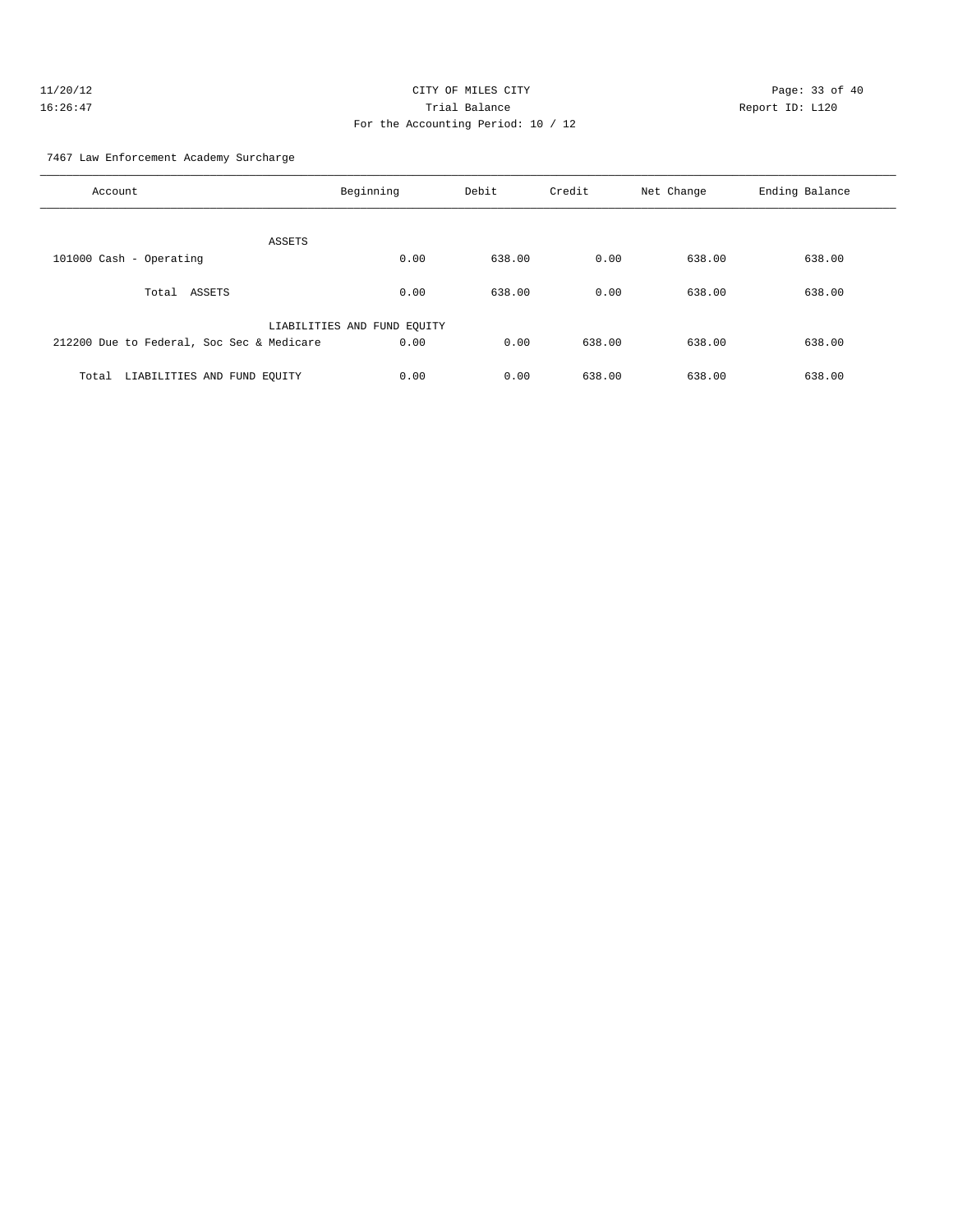CITY OF MILES CITY

Trial Balance

For the Accounting Period: 10 / 12

11/20/12
16:26:47

Report ID: L120

7467 Law Enforcement Academy Surcharge

| Account | Beginning | Debit | Credit | Net Change | Ending Balance |
|---|---|---|---|---|---|
| ASSETS | | | | | |
| 101000 Cash - Operating | 0.00 | 638.00 | 0.00 | 638.00 | 638.00 |
| Total ASSETS | 0.00 | 638.00 | 0.00 | 638.00 | 638.00 |
| LIABILITIES AND FUND EQUITY | | | | | |
| 212200 Due to Federal, Soc Sec & Medicare | 0.00 | 0.00 | 638.00 | 638.00 | 638.00 |
| Total LIABILITIES AND FUND EQUITY | 0.00 | 0.00 | 638.00 | 638.00 | 638.00 |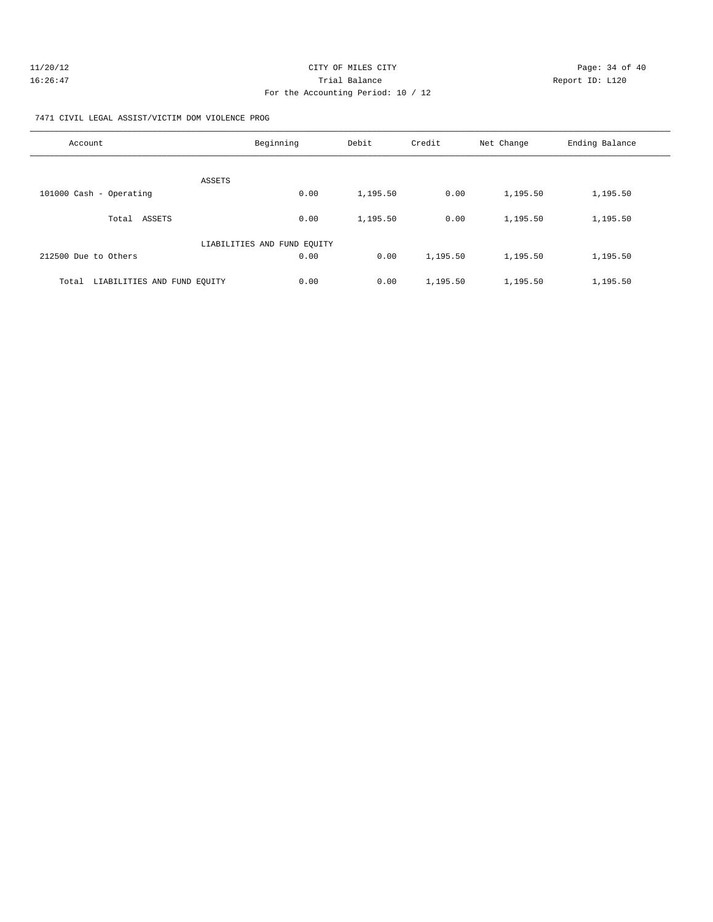CITY OF MILES CITY
Trial Balance
For the Accounting Period: 10 / 12

11/20/12
16:26:47

Report ID: L120

7471 CIVIL LEGAL ASSIST/VICTIM DOM VIOLENCE PROG

| Account | Beginning | Debit | Credit | Net Change | Ending Balance |
|---|---|---|---|---|---|
| ASSETS | | | | | |
| 101000 Cash - Operating | 0.00 | 1,195.50 | 0.00 | 1,195.50 | 1,195.50 |
| Total ASSETS | 0.00 | 1,195.50 | 0.00 | 1,195.50 | 1,195.50 |
| LIABILITIES AND FUND EQUITY | | | | | |
| 212500 Due to Others | 0.00 | 0.00 | 1,195.50 | 1,195.50 | 1,195.50 |
| Total LIABILITIES AND FUND EQUITY | 0.00 | 0.00 | 1,195.50 | 1,195.50 | 1,195.50 |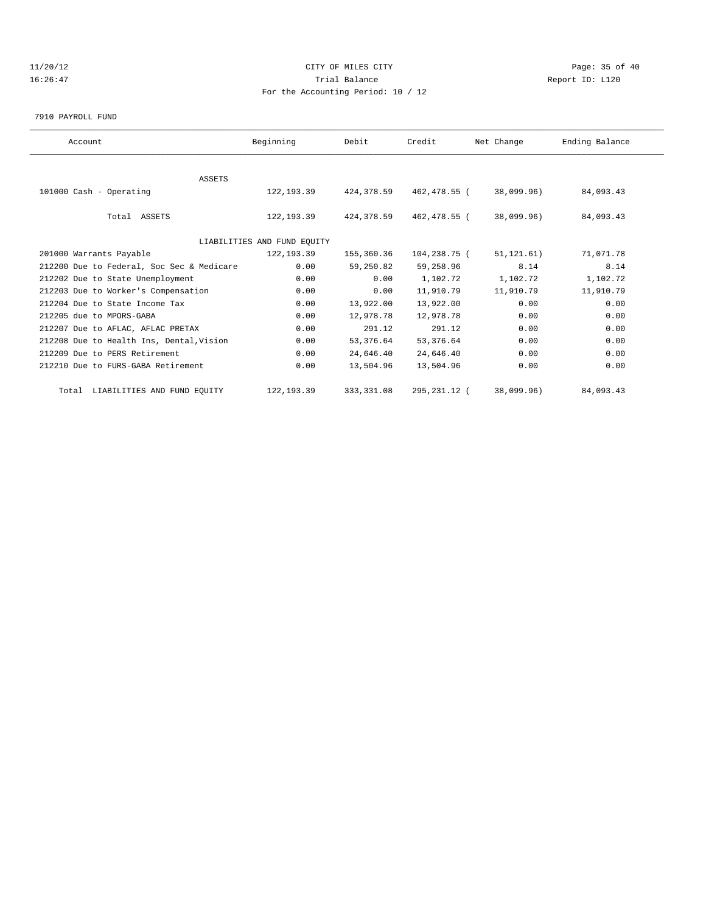# CITY OF MILES CITY

## Trial Balance

### For the Accounting Period: 10 / 12

7910 PAYROLL FUND

| Account | Beginning | Debit | Credit | Net Change | Ending Balance |
|---|---|---|---|---|---|
| ASSETS | | | | | |
| 101000 Cash - Operating | 122,193.39 | 424,378.59 | 462,478.55 ( | 38,099.96) | 84,093.43 |
| Total ASSETS | 122,193.39 | 424,378.59 | 462,478.55 ( | 38,099.96) | 84,093.43 |
| LIABILITIES AND FUND EQUITY | | | | | |
| 201000 Warrants Payable | 122,193.39 | 155,360.36 | 104,238.75 ( | 51,121.61) | 71,071.78 |
| 212200 Due to Federal, Soc Sec & Medicare | 0.00 | 59,250.82 | 59,258.96 | 8.14 | 8.14 |
| 212202 Due to State Unemployment | 0.00 | 0.00 | 1,102.72 | 1,102.72 | 1,102.72 |
| 212203 Due to Worker's Compensation | 0.00 | 0.00 | 11,910.79 | 11,910.79 | 11,910.79 |
| 212204 Due to State Income Tax | 0.00 | 13,922.00 | 13,922.00 | 0.00 | 0.00 |
| 212205 due to MPORS-GABA | 0.00 | 12,978.78 | 12,978.78 | 0.00 | 0.00 |
| 212207 Due to AFLAC, AFLAC PRETAX | 0.00 | 291.12 | 291.12 | 0.00 | 0.00 |
| 212208 Due to Health Ins, Dental,Vision | 0.00 | 53,376.64 | 53,376.64 | 0.00 | 0.00 |
| 212209 Due to PERS Retirement | 0.00 | 24,646.40 | 24,646.40 | 0.00 | 0.00 |
| 212210 Due to FURS-GABA Retirement | 0.00 | 13,504.96 | 13,504.96 | 0.00 | 0.00 |
| Total LIABILITIES AND FUND EQUITY | 122,193.39 | 333,331.08 | 295,231.12 ( | 38,099.96) | 84,093.43 |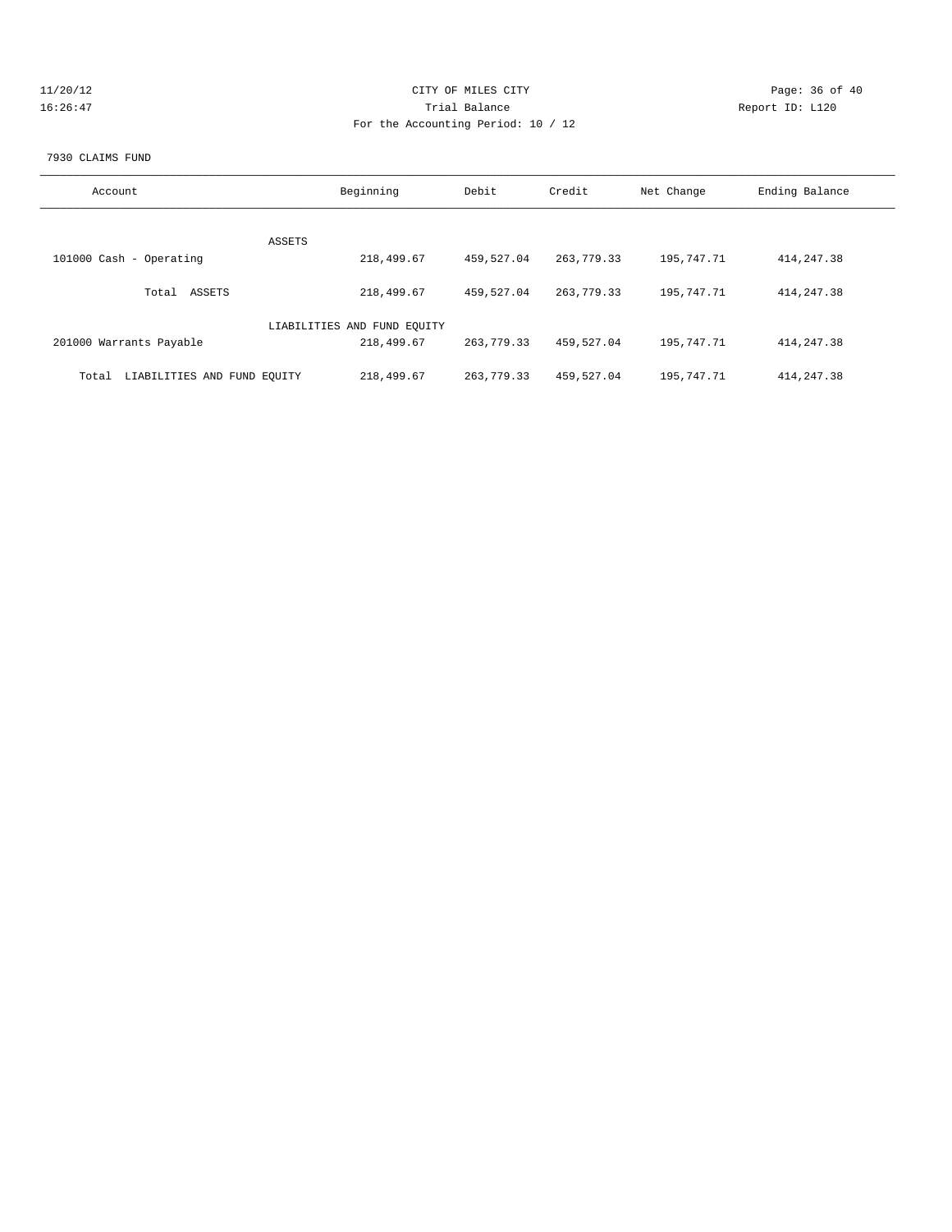CITY OF MILES CITY
Trial Balance
For the Accounting Period: 10 / 12

11/20/12
16:26:47

Report ID: L120

7930 CLAIMS FUND

| Account | Beginning | Debit | Credit | Net Change | Ending Balance |
|---|---|---|---|---|---|
| ASSETS | | | | | |
| 101000 Cash - Operating | 218,499.67 | 459,527.04 | 263,779.33 | 195,747.71 | 414,247.38 |
| Total ASSETS | 218,499.67 | 459,527.04 | 263,779.33 | 195,747.71 | 414,247.38 |
| LIABILITIES AND FUND EQUITY | | | | | |
| 201000 Warrants Payable | 218,499.67 | 263,779.33 | 459,527.04 | 195,747.71 | 414,247.38 |
| Total LIABILITIES AND FUND EQUITY | 218,499.67 | 263,779.33 | 459,527.04 | 195,747.71 | 414,247.38 |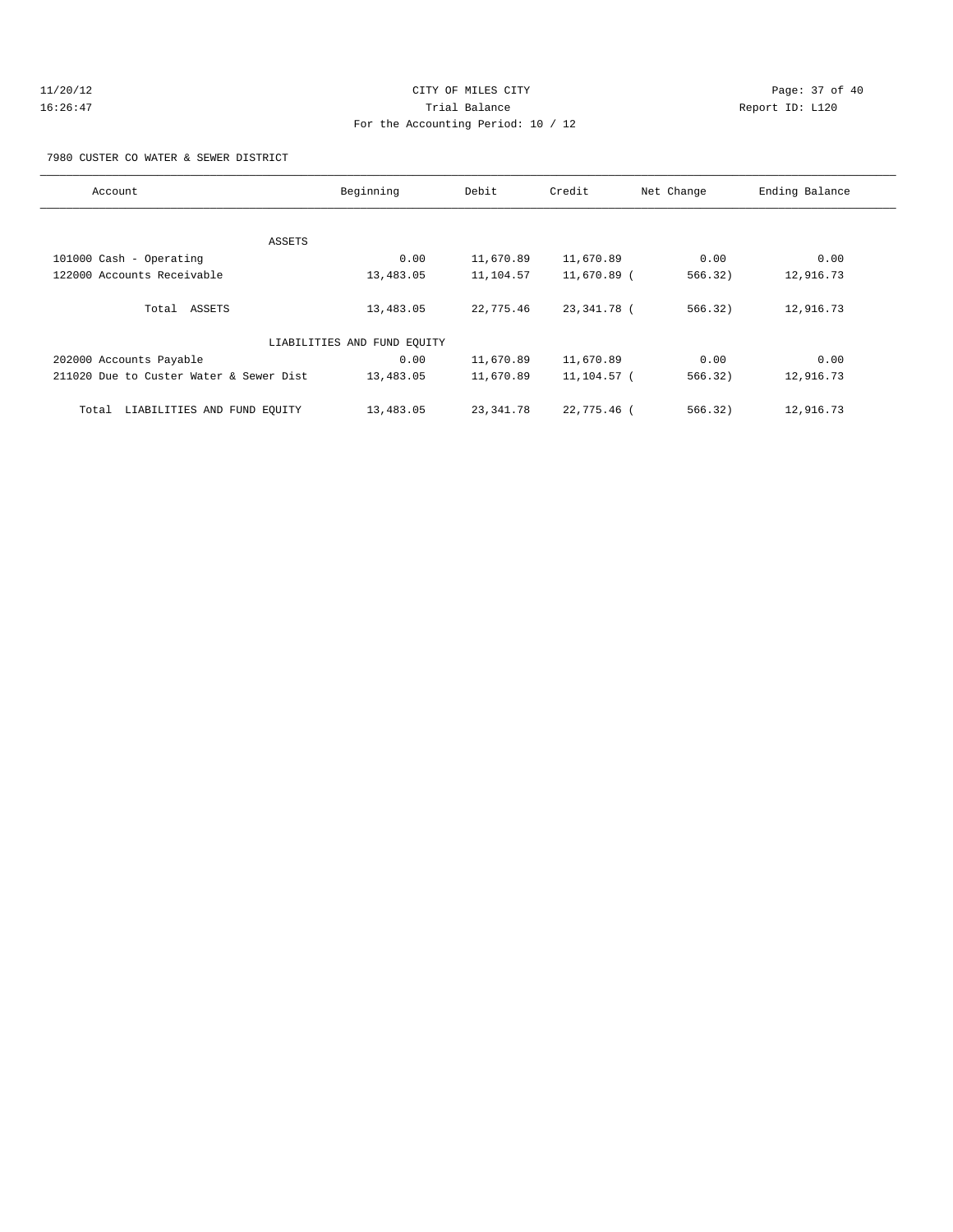CITY OF MILES CITY
Trial Balance
For the Accounting Period: 10 / 12

11/20/12
16:26:47

Report ID: L120

7980 CUSTER CO WATER & SEWER DISTRICT

| Account | Beginning | Debit | Credit | Net Change | Ending Balance |
|---|---|---|---|---|---|
| ASSETS | | | | | |
| 101000 Cash - Operating | 0.00 | 11,670.89 | 11,670.89 | 0.00 | 0.00 |
| 122000 Accounts Receivable | 13,483.05 | 11,104.57 | 11,670.89 | ( 566.32) | 12,916.73 |
| Total ASSETS | 13,483.05 | 22,775.46 | 23,341.78 | ( 566.32) | 12,916.73 |
| LIABILITIES AND FUND EQUITY | | | | | |
| 202000 Accounts Payable | 0.00 | 11,670.89 | 11,670.89 | 0.00 | 0.00 |
| 211020 Due to Custer Water & Sewer Dist | 13,483.05 | 11,670.89 | 11,104.57 | ( 566.32) | 12,916.73 |
| Total LIABILITIES AND FUND EQUITY | 13,483.05 | 23,341.78 | 22,775.46 | ( 566.32) | 12,916.73 |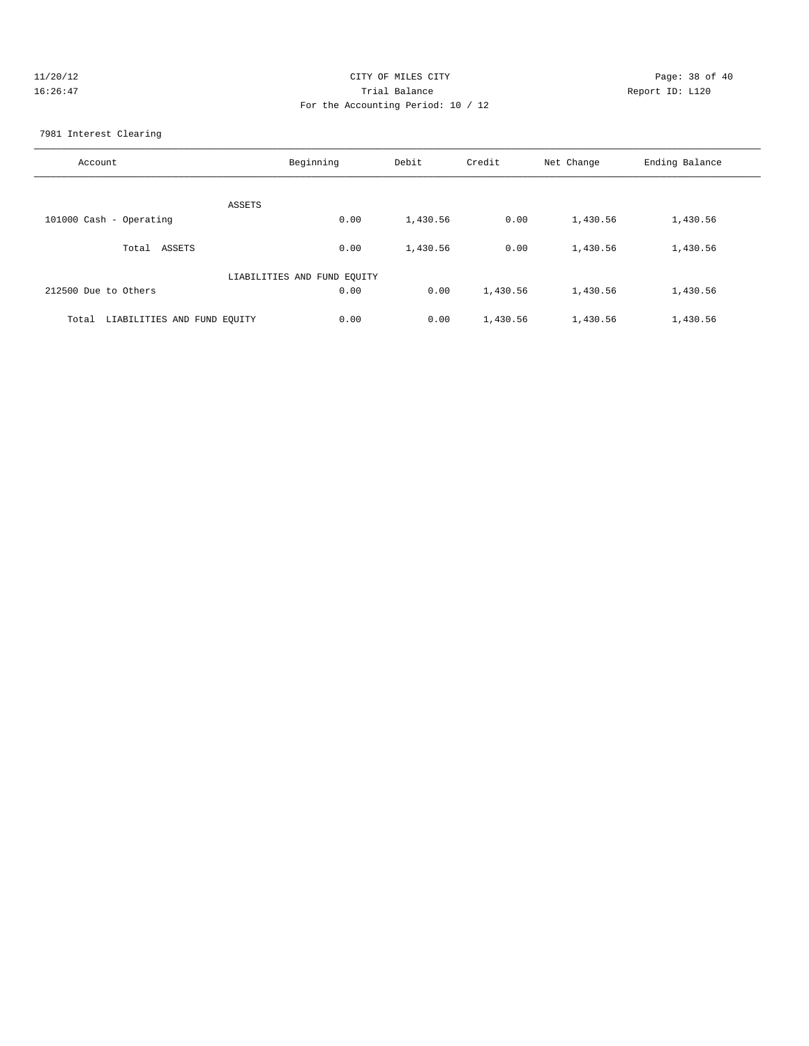CITY OF MILES CITY

Trial Balance

For the Accounting Period: 10 / 12

7981 Interest Clearing

| Account | Beginning | Debit | Credit | Net Change | Ending Balance |
|---|---|---|---|---|---|
| ASSETS | | | | | |
| 101000 Cash - Operating | 0.00 | 1,430.56 | 0.00 | 1,430.56 | 1,430.56 |
| Total ASSETS | 0.00 | 1,430.56 | 0.00 | 1,430.56 | 1,430.56 |
| LIABILITIES AND FUND EQUITY | | | | | |
| 212500 Due to Others | 0.00 | 0.00 | 1,430.56 | 1,430.56 | 1,430.56 |
| Total LIABILITIES AND FUND EQUITY | 0.00 | 0.00 | 1,430.56 | 1,430.56 | 1,430.56 |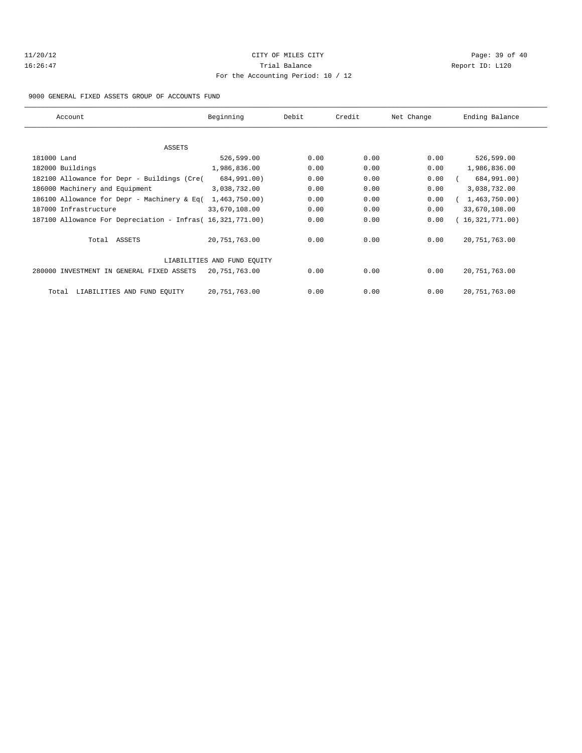CITY OF MILES CITY
Trial Balance
For the Accounting Period: 10 / 12

11/20/12
16:26:47

Report ID: L120

9000 GENERAL FIXED ASSETS GROUP OF ACCOUNTS FUND

| Account | Beginning | Debit | Credit | Net Change | Ending Balance |
|---|---|---|---|---|---|
| ASSETS | | | | | |
| 181000 Land | 526,599.00 | 0.00 | 0.00 | 0.00 | 526,599.00 |
| 182000 Buildings | 1,986,836.00 | 0.00 | 0.00 | 0.00 | 1,986,836.00 |
| 182100 Allowance for Depr - Buildings (Cre( | 684,991.00) | 0.00 | 0.00 | 0.00 | ( 684,991.00) |
| 186000 Machinery and Equipment | 3,038,732.00 | 0.00 | 0.00 | 0.00 | 3,038,732.00 |
| 186100 Allowance for Depr - Machinery & Eq( | 1,463,750.00) | 0.00 | 0.00 | 0.00 | ( 1,463,750.00) |
| 187000 Infrastructure | 33,670,108.00 | 0.00 | 0.00 | 0.00 | 33,670,108.00 |
| 187100 Allowance For Depreciation - Infras( | 16,321,771.00) | 0.00 | 0.00 | 0.00 | ( 16,321,771.00) |
| Total ASSETS | 20,751,763.00 | 0.00 | 0.00 | 0.00 | 20,751,763.00 |
| LIABILITIES AND FUND EQUITY | | | | | |
| 280000 INVESTMENT IN GENERAL FIXED ASSETS | 20,751,763.00 | 0.00 | 0.00 | 0.00 | 20,751,763.00 |
| Total LIABILITIES AND FUND EQUITY | 20,751,763.00 | 0.00 | 0.00 | 0.00 | 20,751,763.00 |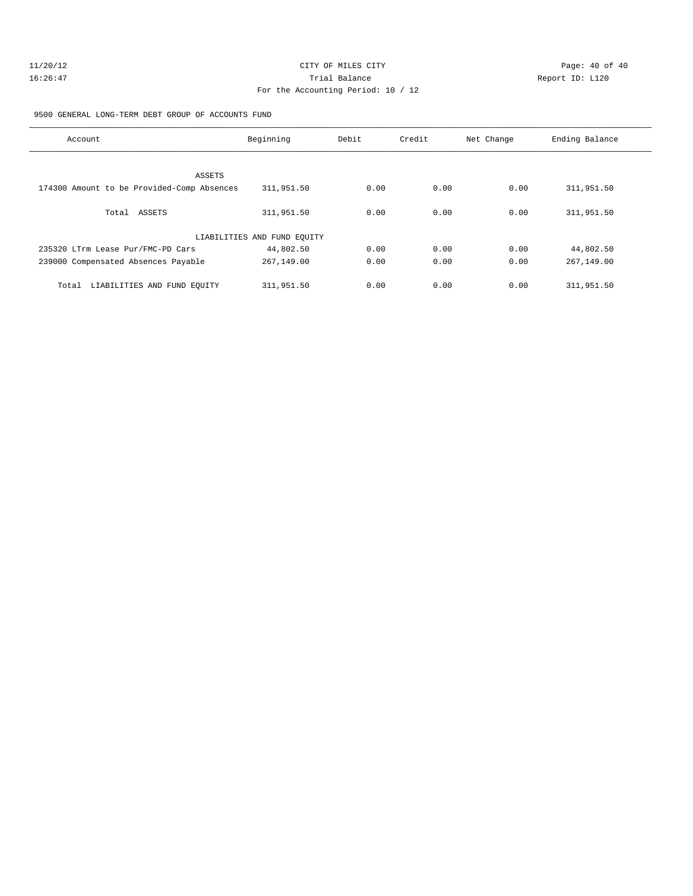11/20/12 CITY OF MILES CITY

16:26:47 Trial Balance Report ID: L120

For the Accounting Period: 10 / 12

9500 GENERAL LONG-TERM DEBT GROUP OF ACCOUNTS FUND

| Account | Beginning | Debit | Credit | Net Change | Ending Balance |
|---|---|---|---|---|---|
| ASSETS | | | | | |
| 174300 Amount to be Provided-Comp Absences | 311,951.50 | 0.00 | 0.00 | 0.00 | 311,951.50 |
| Total ASSETS | 311,951.50 | 0.00 | 0.00 | 0.00 | 311,951.50 |
| LIABILITIES AND FUND EQUITY | | | | | |
| 235320 LTrm Lease Pur/FMC-PD Cars | 44,802.50 | 0.00 | 0.00 | 0.00 | 44,802.50 |
| 239000 Compensated Absences Payable | 267,149.00 | 0.00 | 0.00 | 0.00 | 267,149.00 |
| Total LIABILITIES AND FUND EQUITY | 311,951.50 | 0.00 | 0.00 | 0.00 | 311,951.50 |